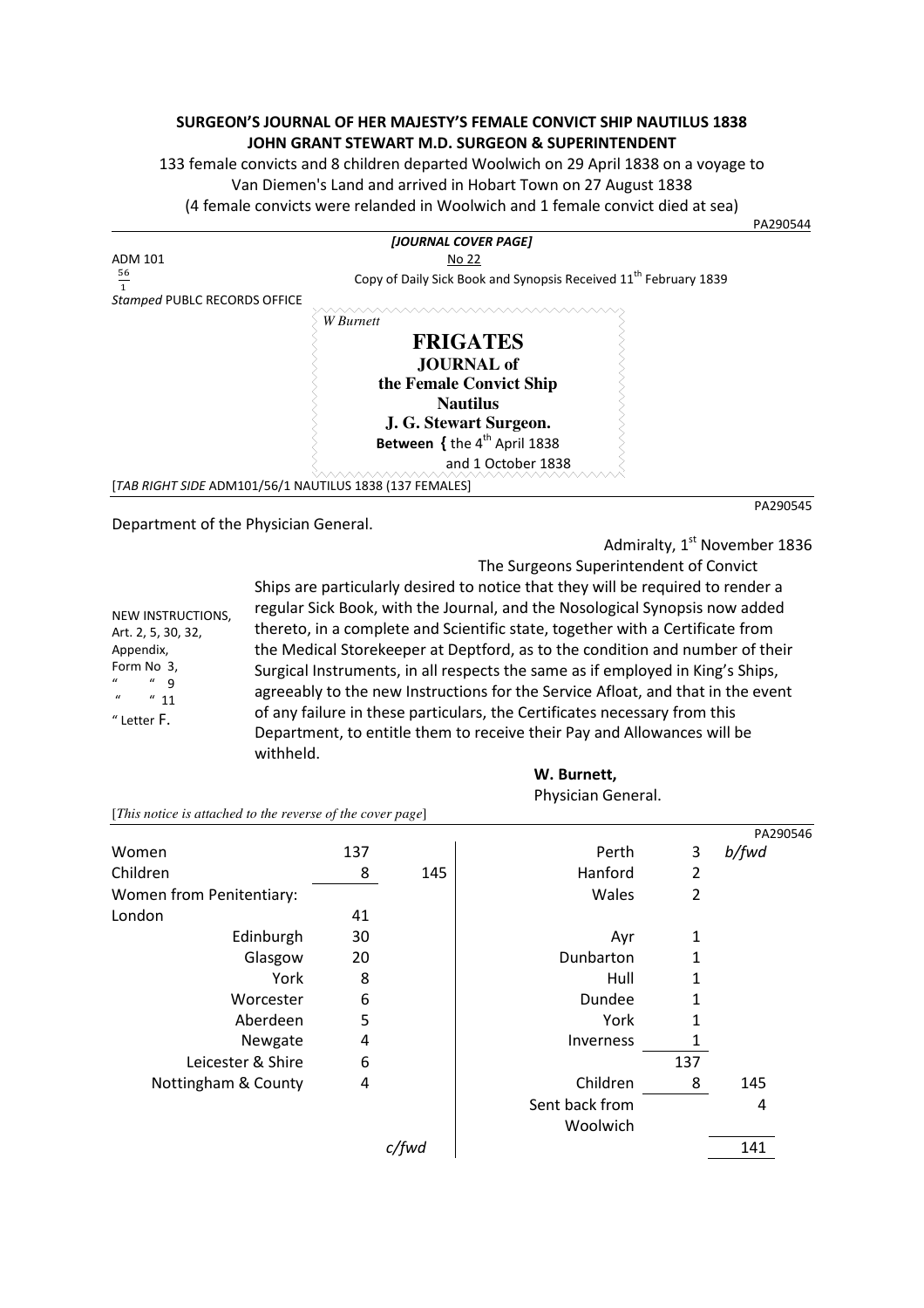# SURGEON'S JOURNAL OF HER MAJESTY'S FEMALE CONVICT SHIP NAUTILUS 1838
## JOHN GRANT STEWART M.D. SURGEON & SUPERINTENDENT

133 female convicts and 8 children departed Woolwich on 29 April 1838 on a voyage to Van Diemen's Land and arrived in Hobart Town on 27 August 1838
(4 female convicts were relanded in Woolwich and 1 female convict died at sea)

PA290544

***[JOURNAL COVER PAGE]***

ADM 101 $\frac{56}{1}$

*Stamped* PUBLC RECORDS OFFICE

No 22

Copy of Daily Sick Book and Synopsis Received 11th February 1839

*W Burnett*

**FRIGATES**
**JOURNAL of**
**the Female Convict Ship**
**Nautilus**
**J. G. Stewart Surgeon.**
**Between {** the 4th April 1838
and 1 October 1838

[*TAB RIGHT SIDE* ADM101/56/1 NAUTILUS 1838 (137 FEMALES)]

PA290545

Department of the Physician General.

Admiralty, 1st November 1836

NEW INSTRUCTIONS,
Art. 2, 5, 30, 32,
Appendix,
Form No 3,
" " 9
" " 11
" Letter F.

The Surgeons Superintendent of Convict Ships are particularly desired to notice that they will be required to render a regular Sick Book, with the Journal, and the Nosological Synopsis now added thereto, in a complete and Scientific state, together with a Certificate from the Medical Storekeeper at Deptford, as to the condition and number of their Surgical Instruments, in all respects the same as if employed in King's Ships, agreeably to the new Instructions for the Service Afloat, and that in the event of any failure in these particulars, the Certificates necessary from this Department, to entitle them to receive their Pay and Allowances will be withheld.

**W. Burnett,**
Physician General.

[*This notice is attached to the reverse of the cover page*]

PA290546

| | | |
|---|---|---|
| Women | 137 | |
| Children | 8 | 145 |
| Women from Penitentiary: | | |
| London | 41 | |
| Edinburgh | 30 | |
| Glasgow | 20 | |
| York | 8 | |
| Worcester | 6 | |
| Aberdeen | 5 | |
| Newgate | 4 | |
| Leicester & Shire | 6 | |
| Nottingham & County | 4 | |
| | | *c/fwd* |

| | | |
|---|---|---|
| Perth | 3 | *b/fwd* |
| Hanford | 2 | |
| Wales | 2 | |
| Ayr | 1 | |
| Dunbarton | 1 | |
| Hull | 1 | |
| Dundee | 1 | |
| York | 1 | |
| Inverness | 1 | |
| | 137 | |
| Children | 8 | 145 |
| Sent back from Woolwich | | 4 |
| | | 141 |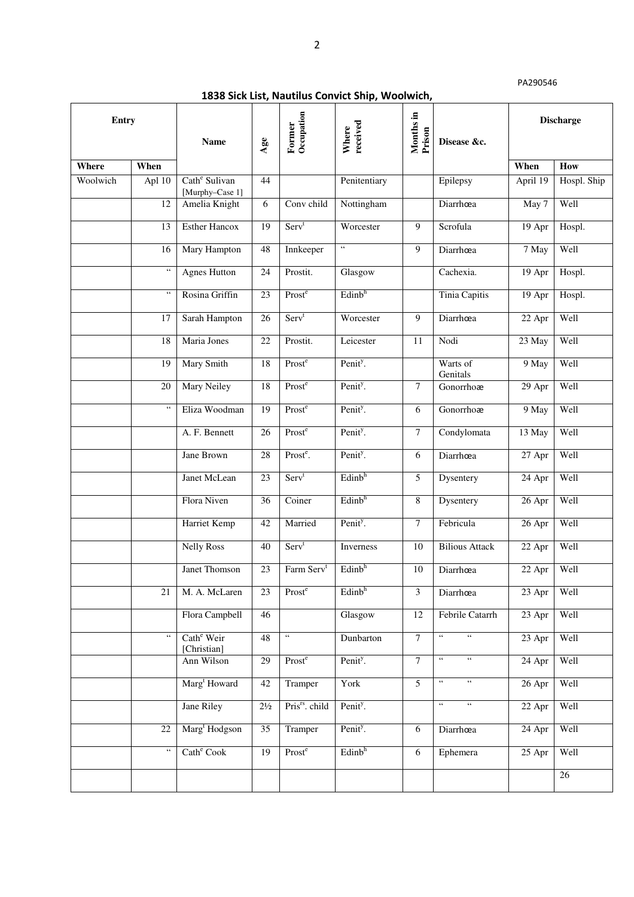PA290546

## 1838 Sick List, Nautilus Convict Ship, Woolwich,

| Entry | | Name | Age | Former Occupation | Where received | Months in Prison | Disease &c. | Discharge | |
|---|---|---|---|---|---|---|---|---|---|
| Where | When | | | | | | | When | How |
| Woolwich | Apl 10 | Cath[e] Sulivan [Murphy–Case 1] | 44 | | Penitentiary | | Epilepsy | April 19 | Hospl. Ship |
| | 12 | Amelia Knight | 6 | Conv child | Nottingham | | Diarrhœa | May 7 | Well |
| | 13 | Esther Hancox | 19 | Serv[t] | Worcester | 9 | Scrofula | 19 Apr | Hospl. |
| | 16 | Mary Hampton | 48 | Innkeeper | " | 9 | Diarrhœa | 7 May | Well |
| | " | Agnes Hutton | 24 | Prostit. | Glasgow | | Cachexia. | 19 Apr | Hospl. |
| | " | Rosina Griffin | 23 | Prost[e] | Edinb[h] | | Tinia Capitis | 19 Apr | Hospl. |
| | 17 | Sarah Hampton | 26 | Serv[t] | Worcester | 9 | Diarrhœa | 22 Apr | Well |
| | 18 | Maria Jones | 22 | Prostit. | Leicester | 11 | Nodi | 23 May | Well |
| | 19 | Mary Smith | 18 | Prost[e] | Penit[y]. | | Warts of Genitals | 9 May | Well |
| | 20 | Mary Neiley | 18 | Prost[e] | Penit[y]. | 7 | Gonorrhoæ | 29 Apr | Well |
| | " | Eliza Woodman | 19 | Prost[e] | Penit[y]. | 6 | Gonorrhoæ | 9 May | Well |
| | | A. F. Bennett | 26 | Prost[e] | Penit[y]. | 7 | Condylomata | 13 May | Well |
| | | Jane Brown | 28 | Prost[e]. | Penit[y]. | 6 | Diarrhœa | 27 Apr | Well |
| | | Janet McLean | 23 | Serv[t] | Edinb[h] | 5 | Dysentery | 24 Apr | Well |
| | | Flora Niven | 36 | Coiner | Edinb[h] | 8 | Dysentery | 26 Apr | Well |
| | | Harriet Kemp | 42 | Married | Penit[y]. | 7 | Febricula | 26 Apr | Well |
| | | Nelly Ross | 40 | Serv[t] | Inverness | 10 | Bilious Attack | 22 Apr | Well |
| | | Janet Thomson | 23 | Farm Serv[t] | Edinb[h] | 10 | Diarrhœa | 22 Apr | Well |
| | 21 | M. A. McLaren | 23 | Prost[e] | Edinb[h] | 3 | Diarrhœa | 23 Apr | Well |
| | | Flora Campbell | 46 | | Glasgow | 12 | Febrile Catarrh | 23 Apr | Well |
| | " | Cath[e] Weir [Christian] | 48 | " | Dunbarton | 7 | " " | 23 Apr | Well |
| | | Ann Wilson | 29 | Prost[e] | Penit[y]. | 7 | " " | 24 Apr | Well |
| | | Marg[t] Howard | 42 | Tramper | York | 5 | " " | 26 Apr | Well |
| | | Jane Riley | 2½ | Pris[rs]. child | Penit[y]. | | " " | 22 Apr | Well |
| | 22 | Marg[t] Hodgson | 35 | Tramper | Penit[y]. | 6 | Diarrhœa | 24 Apr | Well |
| | " | Cath[e] Cook | 19 | Prost[e] | Edinb[h] | 6 | Ephemera | 25 Apr | Well |
| | | | | | | | | | 26 |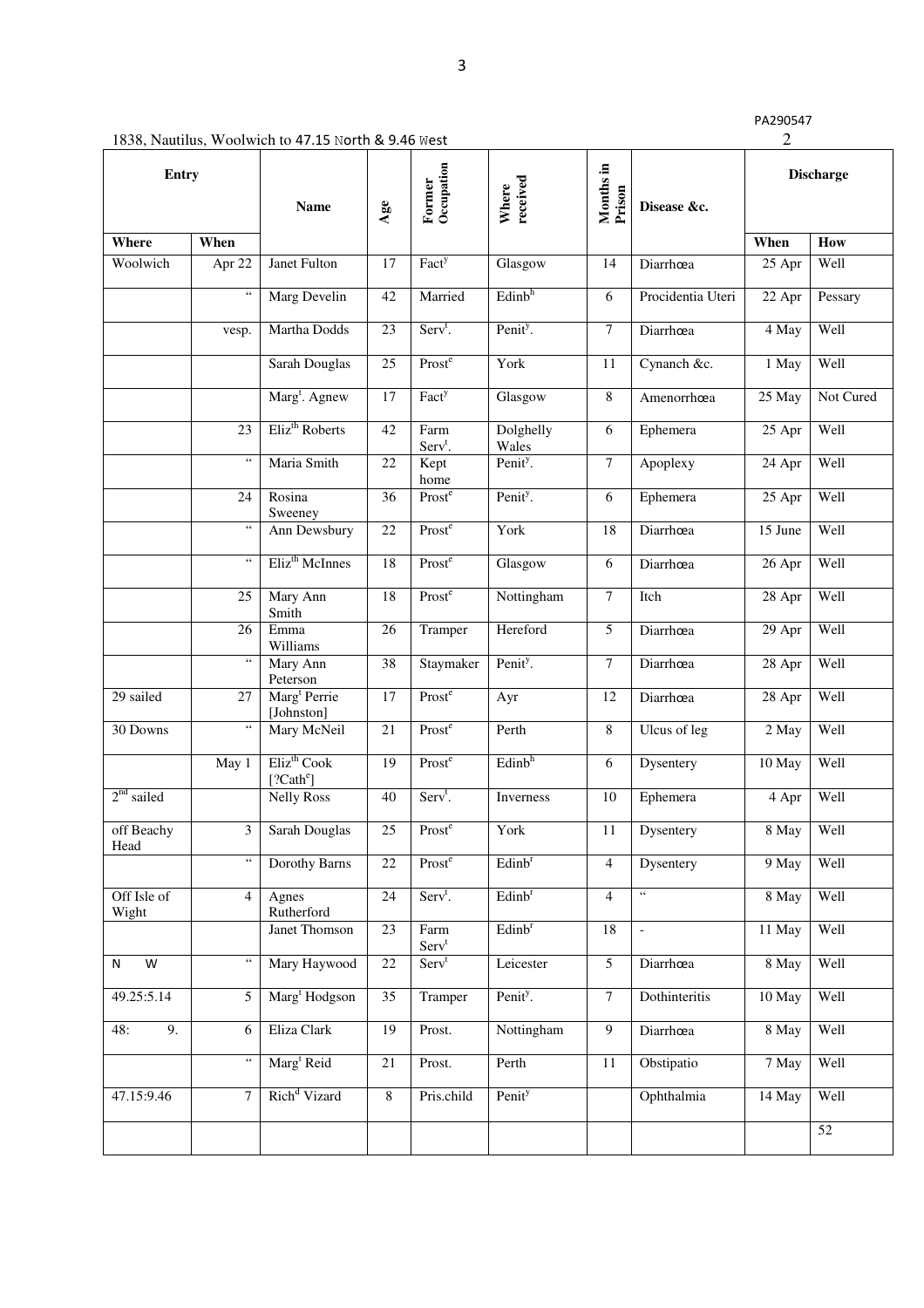PA290547

1838, Nautilus, Woolwich to 47.15 North & 9.46 West

| Entry | | Name | Age | Former Occupation | Where received | Months in Prison | Disease &c. | Discharge | |
|---|---|---|---|---|---|---|---|---|---|
| Where | When | | | | | | | When | How |
| Woolwich | Apr 22 | Janet Fulton | 17 | Fact[y] | Glasgow | 14 | Diarrhœa | 25 Apr | Well |
| | " | Marg Develin | 42 | Married | Edinb[h] | 6 | Procidentia Uteri | 22 Apr | Pessary |
| | vesp. | Martha Dodds | 23 | Serv[t]. | Penit[y]. | 7 | Diarrhœa | 4 May | Well |
| | | Sarah Douglas | 25 | Prost[e] | York | 11 | Cynanch &c. | 1 May | Well |
| | | Marg[t]. Agnew | 17 | Fact[y] | Glasgow | 8 | Amenorrhœa | 25 May | Not Cured |
| | 23 | Eliz[th] Roberts | 42 | Farm Serv[t]. | Dolghelly Wales | 6 | Ephemera | 25 Apr | Well |
| | " | Maria Smith | 22 | Kept home | Penit[y]. | 7 | Apoplexy | 24 Apr | Well |
| | 24 | Rosina Sweeney | 36 | Prost[e] | Penit[y]. | 6 | Ephemera | 25 Apr | Well |
| | " | Ann Dewsbury | 22 | Prost[e] | York | 18 | Diarrhœa | 15 June | Well |
| | " | Eliz[th] McInnes | 18 | Prost[e] | Glasgow | 6 | Diarrhœa | 26 Apr | Well |
| | 25 | Mary Ann Smith | 18 | Prost[e] | Nottingham | 7 | Itch | 28 Apr | Well |
| | 26 | Emma Williams | 26 | Tramper | Hereford | 5 | Diarrhœa | 29 Apr | Well |
| | " | Mary Ann Peterson | 38 | Staymaker | Penit[y]. | 7 | Diarrhœa | 28 Apr | Well |
| 29 sailed | 27 | Marg[t] Perrie [Johnston] | 17 | Prost[e] | Ayr | 12 | Diarrhœa | 28 Apr | Well |
| 30 Downs | " | Mary McNeil | 21 | Prost[e] | Perth | 8 | Ulcus of leg | 2 May | Well |
| | May 1 | Eliz[th] Cook [?Cath[e]] | 19 | Prost[e] | Edinb[h] | 6 | Dysentery | 10 May | Well |
| 2[nd] sailed | | Nelly Ross | 40 | Serv[t]. | Inverness | 10 | Ephemera | 4 Apr | Well |
| off Beachy Head | 3 | Sarah Douglas | 25 | Prost[e] | York | 11 | Dysentery | 8 May | Well |
| | " | Dorothy Barns | 22 | Prost[e] | Edinb[r] | 4 | Dysentery | 9 May | Well |
| Off Isle of Wight | 4 | Agnes Rutherford | 24 | Serv[t]. | Edinb[r] | 4 | " | 8 May | Well |
| | | Janet Thomson | 23 | Farm Serv[t] | Edinb[r] | 18 | - | 11 May | Well |
| N W | " | Mary Haywood | 22 | Serv[t] | Leicester | 5 | Diarrhœa | 8 May | Well |
| 49.25:5.14 | 5 | Marg[t] Hodgson | 35 | Tramper | Penit[y]. | 7 | Dothinteritis | 10 May | Well |
| 48: 9. | 6 | Eliza Clark | 19 | Prost. | Nottingham | 9 | Diarrhœa | 8 May | Well |
| | " | Marg[t] Reid | 21 | Prost. | Perth | 11 | Obstipatio | 7 May | Well |
| 47.15:9.46 | 7 | Rich[d] Vizard | 8 | Pris.child | Penit[y] | | Ophthalmia | 14 May | Well |
| | | | | | | | | | 52 |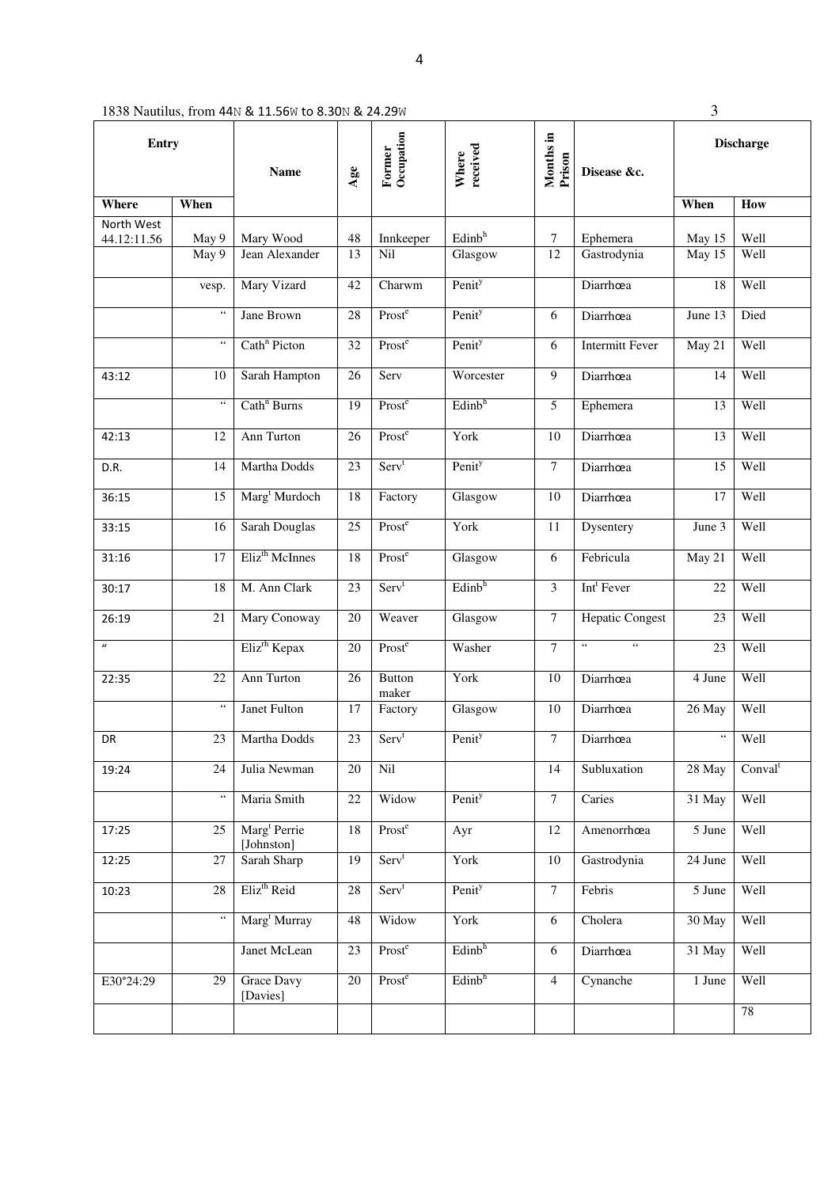1838 Nautilus, from 44N & 11.56W to 8.30N & 24.29W

| Entry | | Name | Age | Former Occupation | Where received | Months in Prison | Disease &c. | Discharge | |
|---|---|---|---|---|---|---|---|---|---|
| Where | When | | | | | | | When | How |
| North West 44.12:11.56 | May 9 | Mary Wood | 48 | Innkeeper | Edinb[h] | 7 | Ephemera | May 15 | Well |
| | May 9 | Jean Alexander | 13 | Nil | Glasgow | 12 | Gastrodynia | May 15 | Well |
| | vesp. | Mary Vizard | 42 | Charwm | Penit[y] | | Diarrhœa | 18 | Well |
| | " | Jane Brown | 28 | Prost[e] | Penit[y] | 6 | Diarrhœa | June 13 | Died |
| | " | Cath[n] Picton | 32 | Prost[e] | Penit[y] | 6 | Intermitt Fever | May 21 | Well |
| 43:12 | 10 | Sarah Hampton | 26 | Serv | Worcester | 9 | Diarrhœa | 14 | Well |
| | " | Cath[n] Burns | 19 | Prost[e] | Edinb[h] | 5 | Ephemera | 13 | Well |
| 42:13 | 12 | Ann Turton | 26 | Prost[e] | York | 10 | Diarrhœa | 13 | Well |
| D.R. | 14 | Martha Dodds | 23 | Serv[t] | Penit[y] | 7 | Diarrhœa | 15 | Well |
| 36:15 | 15 | Marg[t] Murdoch | 18 | Factory | Glasgow | 10 | Diarrhœa | 17 | Well |
| 33:15 | 16 | Sarah Douglas | 25 | Prost[e] | York | 11 | Dysentery | June 3 | Well |
| 31:16 | 17 | Eliz[th] McInnes | 18 | Prost[e] | Glasgow | 6 | Febricula | May 21 | Well |
| 30:17 | 18 | M. Ann Clark | 23 | Serv[t] | Edinb[h] | 3 | Int[t] Fever | 22 | Well |
| 26:19 | 21 | Mary Conoway | 20 | Weaver | Glasgow | 7 | Hepatic Congest | 23 | Well |
| " | | Eliz[th] Kepax | 20 | Prost[e] | Washer | 7 | " " | 23 | Well |
| 22:35 | 22 | Ann Turton | 26 | Button maker | York | 10 | Diarrhœa | 4 June | Well |
| | " | Janet Fulton | 17 | Factory | Glasgow | 10 | Diarrhœa | 26 May | Well |
| DR | 23 | Martha Dodds | 23 | Serv[t] | Penit[y] | 7 | Diarrhœa | " | Well |
| 19:24 | 24 | Julia Newman | 20 | Nil | | 14 | Subluxation | 28 May | Conval[t] |
| | " | Maria Smith | 22 | Widow | Penit[y] | 7 | Caries | 31 May | Well |
| 17:25 | 25 | Marg[t] Perrie [Johnston] | 18 | Prost[e] | Ayr | 12 | Amenorrhœa | 5 June | Well |
| 12:25 | 27 | Sarah Sharp | 19 | Serv[t] | York | 10 | Gastrodynia | 24 June | Well |
| 10:23 | 28 | Eliz[th] Reid | 28 | Serv[t] | Penit[y] | 7 | Febris | 5 June | Well |
| | " | Marg[t] Murray | 48 | Widow | York | 6 | Cholera | 30 May | Well |
| | | Janet McLean | 23 | Prost[e] | Edinb[h] | 6 | Diarrhœa | 31 May | Well |
| E30°24:29 | 29 | Grace Davy [Davies] | 20 | Prost[e] | Edinb[h] | 4 | Cynanche | 1 June | Well |
| | | | | | | | | | 78 |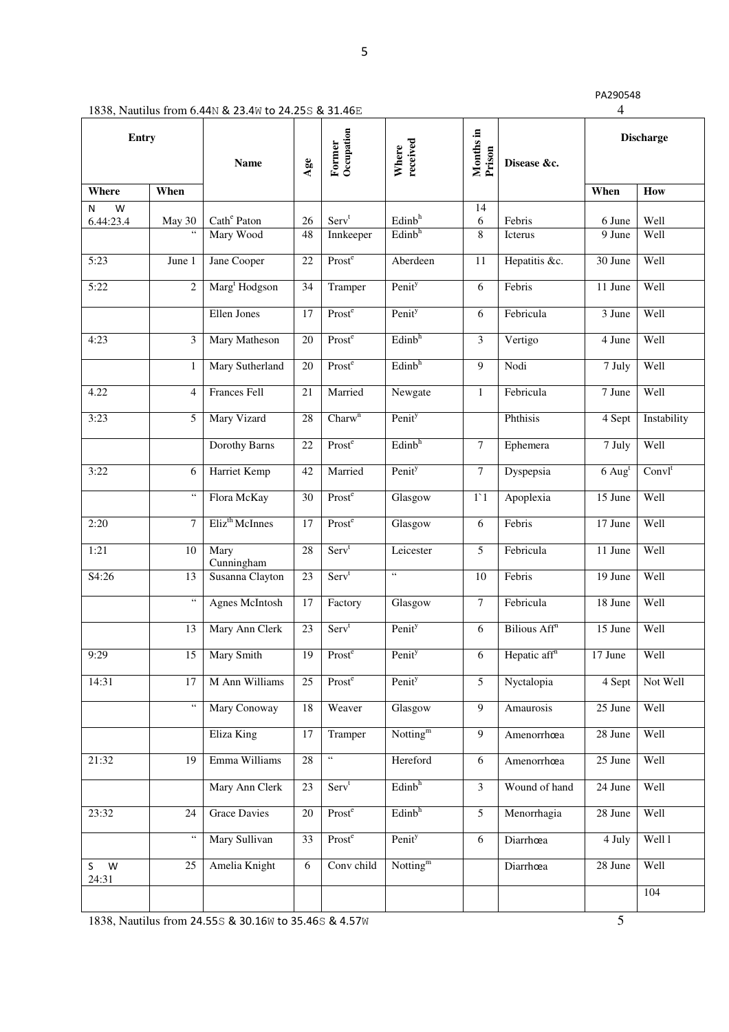PA290548

1838, Nautilus from 6.44N & 23.4W to 24.25S & 31.46E

| Entry | | Name | Age | Former Occupation | Where received | Months in Prison | Disease &c. | Discharge | |
|---|---|---|---|---|---|---|---|---|---|
| Where | When | | | | | | | When | How |
| N W 6.44:23.4 | May 30 | Cath[e] Paton | 26 | Serv[t] | Edinb[h] | 14 6 | Febris | 6 June | Well |
| | " | Mary Wood | 48 | Innkeeper | Edinb[h] | 8 | Icterus | 9 June | Well |
| 5:23 | June 1 | Jane Cooper | 22 | Prost[e] | Aberdeen | 11 | Hepatitis &c. | 30 June | Well |
| 5:22 | 2 | Marg[t] Hodgson | 34 | Tramper | Penit[y] | 6 | Febris | 11 June | Well |
| | | Ellen Jones | 17 | Prost[e] | Penit[y] | 6 | Febricula | 3 June | Well |
| 4:23 | 3 | Mary Matheson | 20 | Prost[e] | Edinb[h] | 3 | Vertigo | 4 June | Well |
| | 1 | Mary Sutherland | 20 | Prost[e] | Edinb[h] | 9 | Nodi | 7 July | Well |
| 4.22 | 4 | Frances Fell | 21 | Married | Newgate | 1 | Febricula | 7 June | Well |
| 3:23 | 5 | Mary Vizard | 28 | Charw[n] | Penit[y] | | Phthisis | 4 Sept | Instability |
| | | Dorothy Barns | 22 | Prost[e] | Edinb[h] | 7 | Ephemera | 7 July | Well |
| 3:22 | 6 | Harriet Kemp | 42 | Married | Penit[y] | 7 | Dyspepsia | 6 Aug[t] | Convl[t] |
| | " | Flora McKay | 30 | Prost[e] | Glasgow | 1`1 | Apoplexia | 15 June | Well |
| 2:20 | 7 | Eliz[th] McInnes | 17 | Prost[e] | Glasgow | 6 | Febris | 17 June | Well |
| 1:21 | 10 | Mary Cunningham | 28 | Serv[t] | Leicester | 5 | Febricula | 11 June | Well |
| S4:26 | 13 | Susanna Clayton | 23 | Serv[t] | " | 10 | Febris | 19 June | Well |
| | " | Agnes McIntosh | 17 | Factory | Glasgow | 7 | Febricula | 18 June | Well |
| | 13 | Mary Ann Clerk | 23 | Serv[t] | Penit[y] | 6 | Bilious Aff[n] | 15 June | Well |
| 9:29 | 15 | Mary Smith | 19 | Prost[e] | Penit[y] | 6 | Hepatic aff[n] | 17 June | Well |
| 14:31 | 17 | M Ann Williams | 25 | Prost[e] | Penit[y] | 5 | Nyctalopia | 4 Sept | Not Well |
| | " | Mary Conoway | 18 | Weaver | Glasgow | 9 | Amaurosis | 25 June | Well |
| | | Eliza King | 17 | Tramper | Notting[m] | 9 | Amenorrhœa | 28 June | Well |
| 21:32 | 19 | Emma Williams | 28 | " | Hereford | 6 | Amenorrhœa | 25 June | Well |
| | | Mary Ann Clerk | 23 | Serv[t] | Edinb[h] | 3 | Wound of hand | 24 June | Well |
| 23:32 | 24 | Grace Davies | 20 | Prost[e] | Edinb[h] | 5 | Menorrhagia | 28 June | Well |
| | " | Mary Sullivan | 33 | Prost[e] | Penit[y] | 6 | Diarrhœa | 4 July | Well l |
| S W 24:31 | 25 | Amelia Knight | 6 | Conv child | Notting[m] | | Diarrhœa | 28 June | Well |
| | | | | | | | | | 104 |

1838, Nautilus from 24.55S & 30.16W to 35.46S & 4.57W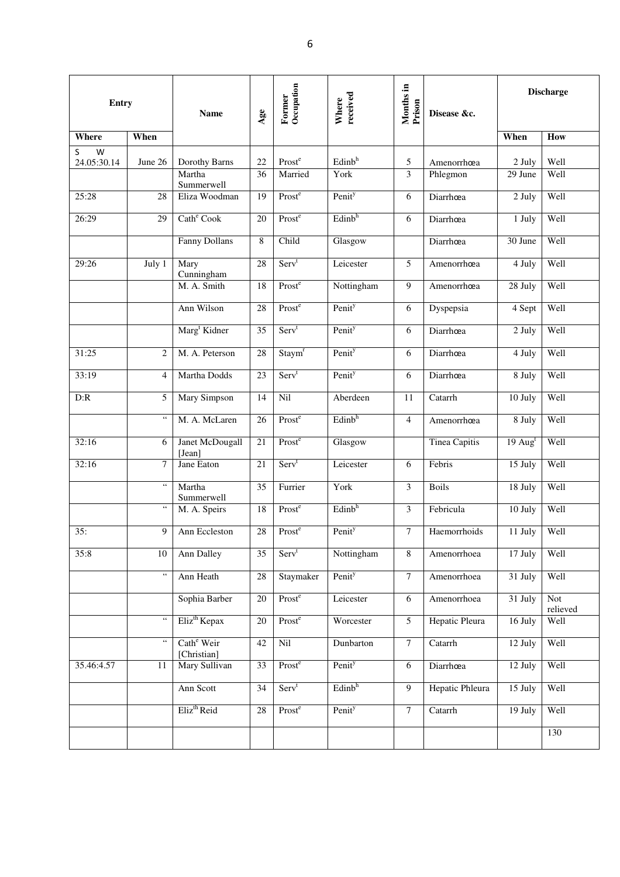| Entry | | Name | Age | Former Occupation | Where received | Months in Prison | Disease &c. | Discharge | |
|---|---|---|---|---|---|---|---|---|---|
| Where | When | | | | | | | When | How |
| S W 24.05:30.14 | June 26 | Dorothy Barns | 22 | Prost[e] | Edinb[h] | 5 | Amenorrhœa | 2 July | Well |
| | | Martha Summerwell | 36 | Married | York | 3 | Phlegmon | 29 June | Well |
| 25:28 | 28 | Eliza Woodman | 19 | Prost[e] | Penit[y] | 6 | Diarrhœa | 2 July | Well |
| 26:29 | 29 | Cath[e] Cook | 20 | Prost[e] | Edinb[h] | 6 | Diarrhœa | 1 July | Well |
| | | Fanny Dollans | 8 | Child | Glasgow | | Diarrhœa | 30 June | Well |
| 29:26 | July 1 | Mary Cunningham | 28 | Serv[t] | Leicester | 5 | Amenorrhœa | 4 July | Well |
| | | M. A. Smith | 18 | Prost[e] | Nottingham | 9 | Amenorrhœa | 28 July | Well |
| | | Ann Wilson | 28 | Prost[e] | Penit[y] | 6 | Dyspepsia | 4 Sept | Well |
| | | Marg[t] Kidner | 35 | Serv[t] | Penit[y] | 6 | Diarrhœa | 2 July | Well |
| 31:25 | 2 | M. A. Peterson | 28 | Staym[r] | Penit[y] | 6 | Diarrhœa | 4 July | Well |
| 33:19 | 4 | Martha Dodds | 23 | Serv[t] | Penit[y] | 6 | Diarrhœa | 8 July | Well |
| D:R | 5 | Mary Simpson | 14 | Nil | Aberdeen | 11 | Catarrh | 10 July | Well |
| | " | M. A. McLaren | 26 | Prost[e] | Edinb[h] | 4 | Amenorrhœa | 8 July | Well |
| 32:16 | 6 | Janet McDougall [Jean] | 21 | Prost[e] | Glasgow | | Tinea Capitis | 19 Aug[t] | Well |
| 32:16 | 7 | Jane Eaton | 21 | Serv[t] | Leicester | 6 | Febris | 15 July | Well |
| | " | Martha Summerwell | 35 | Furrier | York | 3 | Boils | 18 July | Well |
| | " | M. A. Speirs | 18 | Prost[e] | Edinb[h] | 3 | Febricula | 10 July | Well |
| 35: | 9 | Ann Eccleston | 28 | Prost[e] | Penit[y] | 7 | Haemorrhoids | 11 July | Well |
| 35:8 | 10 | Ann Dalley | 35 | Serv[t] | Nottingham | 8 | Amenorrhoea | 17 July | Well |
| | " | Ann Heath | 28 | Staymaker | Penit[y] | 7 | Amenorrhoea | 31 July | Well |
| | | Sophia Barber | 20 | Prost[e] | Leicester | 6 | Amenorrhoea | 31 July | Not relieved |
| | " | Eliz[th] Kepax | 20 | Prost[e] | Worcester | 5 | Hepatic Pleura | 16 July | Well |
| | " | Cath[e] Weir [Christian] | 42 | Nil | Dunbarton | 7 | Catarrh | 12 July | Well |
| 35.46:4.57 | 11 | Mary Sullivan | 33 | Prost[e] | Penit[y] | 6 | Diarrhœa | 12 July | Well |
| | | Ann Scott | 34 | Serv[t] | Edinb[h] | 9 | Hepatic Phleura | 15 July | Well |
| | | Eliz[th] Reid | 28 | Prost[e] | Penit[y] | 7 | Catarrh | 19 July | Well |
| | | | | | | | | | 130 |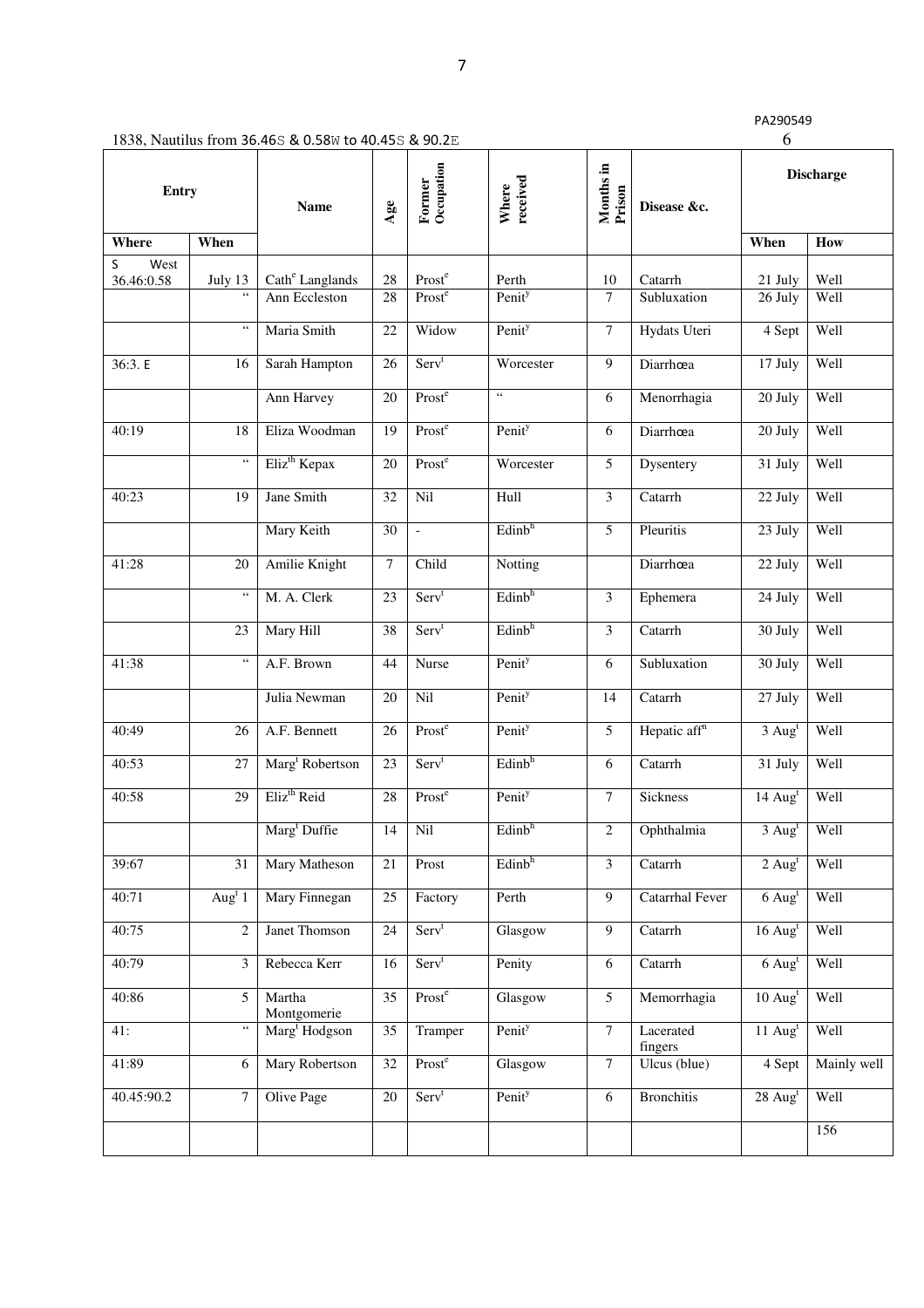PA290549

1838, Nautilus from 36.46S & 0.58W to 40.45S & 90.2E

| Entry | | Name | Age | Former Occupation | Where received | Months in Prison | Disease &c. | Discharge | |
|---|---|---|---|---|---|---|---|---|---|
| Where | When | | | | | | | When | How |
| S West 36.46:0.58 | July 13 | Cath^e Langlands | 28 | Prost^e | Perth | 10 | Catarrh | 21 July | Well |
| | " | Ann Eccleston | 28 | Prost^e | Penit^y | 7 | Subluxation | 26 July | Well |
| | " | Maria Smith | 22 | Widow | Penit^y | 7 | Hydats Uteri | 4 Sept | Well |
| 36:3. E | 16 | Sarah Hampton | 26 | Serv^t | Worcester | 9 | Diarrhœa | 17 July | Well |
| | | Ann Harvey | 20 | Prost^e | " | 6 | Menorrhagia | 20 July | Well |
| 40:19 | 18 | Eliza Woodman | 19 | Prost^e | Penit^y | 6 | Diarrhœa | 20 July | Well |
| | " | Eliz^th Kepax | 20 | Prost^e | Worcester | 5 | Dysentery | 31 July | Well |
| 40:23 | 19 | Jane Smith | 32 | Nil | Hull | 3 | Catarrh | 22 July | Well |
| | | Mary Keith | 30 | - | Edinb^h | 5 | Pleuritis | 23 July | Well |
| 41:28 | 20 | Amilie Knight | 7 | Child | Notting | | Diarrhœa | 22 July | Well |
| | " | M. A. Clerk | 23 | Serv^t | Edinb^h | 3 | Ephemera | 24 July | Well |
| | 23 | Mary Hill | 38 | Serv^t | Edinb^h | 3 | Catarrh | 30 July | Well |
| 41:38 | " | A.F. Brown | 44 | Nurse | Penit^y | 6 | Subluxation | 30 July | Well |
| | | Julia Newman | 20 | Nil | Penit^y | 14 | Catarrh | 27 July | Well |
| 40:49 | 26 | A.F. Bennett | 26 | Prost^e | Penit^y | 5 | Hepatic aff^n | 3 Aug^t | Well |
| 40:53 | 27 | Marg^t Robertson | 23 | Serv^t | Edinb^h | 6 | Catarrh | 31 July | Well |
| 40:58 | 29 | Eliz^th Reid | 28 | Prost^e | Penit^y | 7 | Sickness | 14 Aug^t | Well |
| | | Marg^t Duffie | 14 | Nil | Edinb^h | 2 | Ophthalmia | 3 Aug^t | Well |
| 39:67 | 31 | Mary Matheson | 21 | Prost | Edinb^h | 3 | Catarrh | 2 Aug^t | Well |
| 40:71 | Aug^t 1 | Mary Finnegan | 25 | Factory | Perth | 9 | Catarrhal Fever | 6 Aug^t | Well |
| 40:75 | 2 | Janet Thomson | 24 | Serv^t | Glasgow | 9 | Catarrh | 16 Aug^t | Well |
| 40:79 | 3 | Rebecca Kerr | 16 | Serv^t | Penity | 6 | Catarrh | 6 Aug^t | Well |
| 40:86 | 5 | Martha Montgomerie | 35 | Prost^e | Glasgow | 5 | Memorrhagia | 10 Aug^t | Well |
| 41: | " | Marg^t Hodgson | 35 | Tramper | Penit^y | 7 | Lacerated fingers | 11 Aug^t | Well |
| 41:89 | 6 | Mary Robertson | 32 | Prost^e | Glasgow | 7 | Ulcus (blue) | 4 Sept | Mainly well |
| 40.45:90.2 | 7 | Olive Page | 20 | Serv^t | Penit^y | 6 | Bronchitis | 28 Aug^t | Well |
| | | | | | | | | | 156 |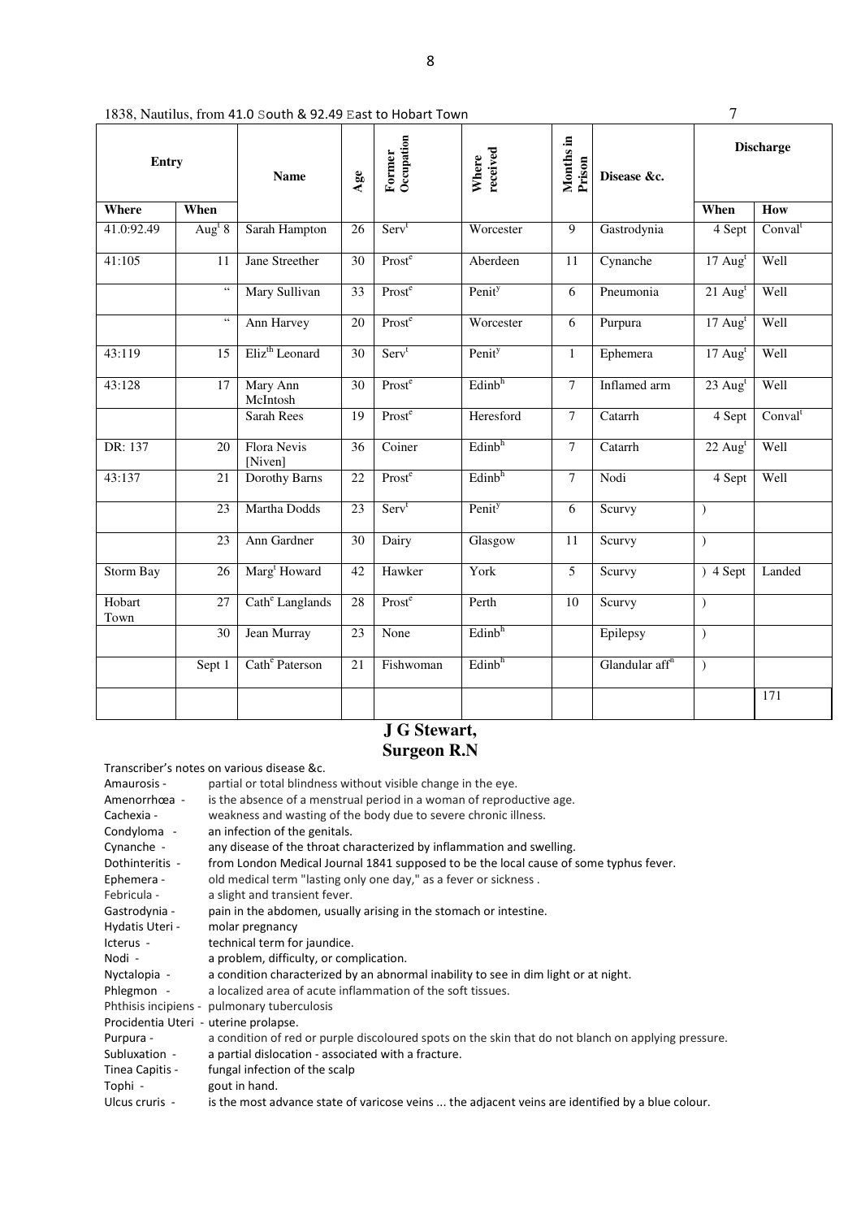1838, Nautilus, from 41.0 South & 92.49 East to Hobart Town 7

| Entry | | Name | Age | Former Occupation | Where received | Months in Prison | Disease &c. | Discharge | |
|---|---|---|---|---|---|---|---|---|---|
| Where | When | | | | | | | When | How |
| 41.0:92.49 | Aug[t] 8 | Sarah Hampton | 26 | Serv[t] | Worcester | 9 | Gastrodynia | 4 Sept | Conval[t] |
| 41:105 | 11 | Jane Streether | 30 | Prost[e] | Aberdeen | 11 | Cynanche | 17 Aug[t] | Well |
| | " | Mary Sullivan | 33 | Prost[e] | Penit[y] | 6 | Pneumonia | 21 Aug[t] | Well |
| | " | Ann Harvey | 20 | Prost[e] | Worcester | 6 | Purpura | 17 Aug[t] | Well |
| 43:119 | 15 | Eliz[th] Leonard | 30 | Serv[t] | Penit[y] | 1 | Ephemera | 17 Aug[t] | Well |
| 43:128 | 17 | Mary Ann McIntosh | 30 | Prost[e] | Edinb[h] | 7 | Inflamed arm | 23 Aug[t] | Well |
| | | Sarah Rees | 19 | Prost[e] | Heresford | 7 | Catarrh | 4 Sept | Conval[t] |
| DR: 137 | 20 | Flora Nevis [Niven] | 36 | Coiner | Edinb[h] | 7 | Catarrh | 22 Aug[t] | Well |
| 43:137 | 21 | Dorothy Barns | 22 | Prost[e] | Edinb[h] | 7 | Nodi | 4 Sept | Well |
| | 23 | Martha Dodds | 23 | Serv[t] | Penit[y] | 6 | Scurvy | ) | |
| | 23 | Ann Gardner | 30 | Dairy | Glasgow | 11 | Scurvy | ) | |
| Storm Bay | 26 | Marg[t] Howard | 42 | Hawker | York | 5 | Scurvy | ) 4 Sept | Landed |
| Hobart Town | 27 | Cath[e] Langlands | 28 | Prost[e] | Perth | 10 | Scurvy | ) | |
| | 30 | Jean Murray | 23 | None | Edinb[h] | | Epilepsy | ) | |
| | Sept 1 | Cath[e] Paterson | 21 | Fishwoman | Edinb[h] | | Glandular aff[n] | ) | |
| | | | | | | | | | 171 |

**J G Stewart,**
**Surgeon R.N**

Transcriber's notes on various disease &c.

Amaurosis - partial or total blindness without visible change in the eye.
Amenorrhœa - is the absence of a menstrual period in a woman of reproductive age.
Cachexia - weakness and wasting of the body due to severe chronic illness.
Condyloma - an infection of the genitals.
Cynanche - any disease of the throat characterized by inflammation and swelling.
Dothinteritis - from London Medical Journal 1841 supposed to be the local cause of some typhus fever.
Ephemera - old medical term "lasting only one day," as a fever or sickness .
Febricula - a slight and transient fever.
Gastrodynia - pain in the abdomen, usually arising in the stomach or intestine.
Hydatis Uteri - molar pregnancy
Icterus - technical term for jaundice.
Nodi - a problem, difficulty, or complication.
Nyctalopia - a condition characterized by an abnormal inability to see in dim light or at night.
Phlegmon - a localized area of acute inflammation of the soft tissues.
Phthisis incipiens - pulmonary tuberculosis
Procidentia Uteri - uterine prolapse.
Purpura - a condition of red or purple discoloured spots on the skin that do not blanch on applying pressure.
Subluxation - a partial dislocation - associated with a fracture.
Tinea Capitis - fungal infection of the scalp
Tophi - gout in hand.
Ulcus cruris - is the most advance state of varicose veins ... the adjacent veins are identified by a blue colour.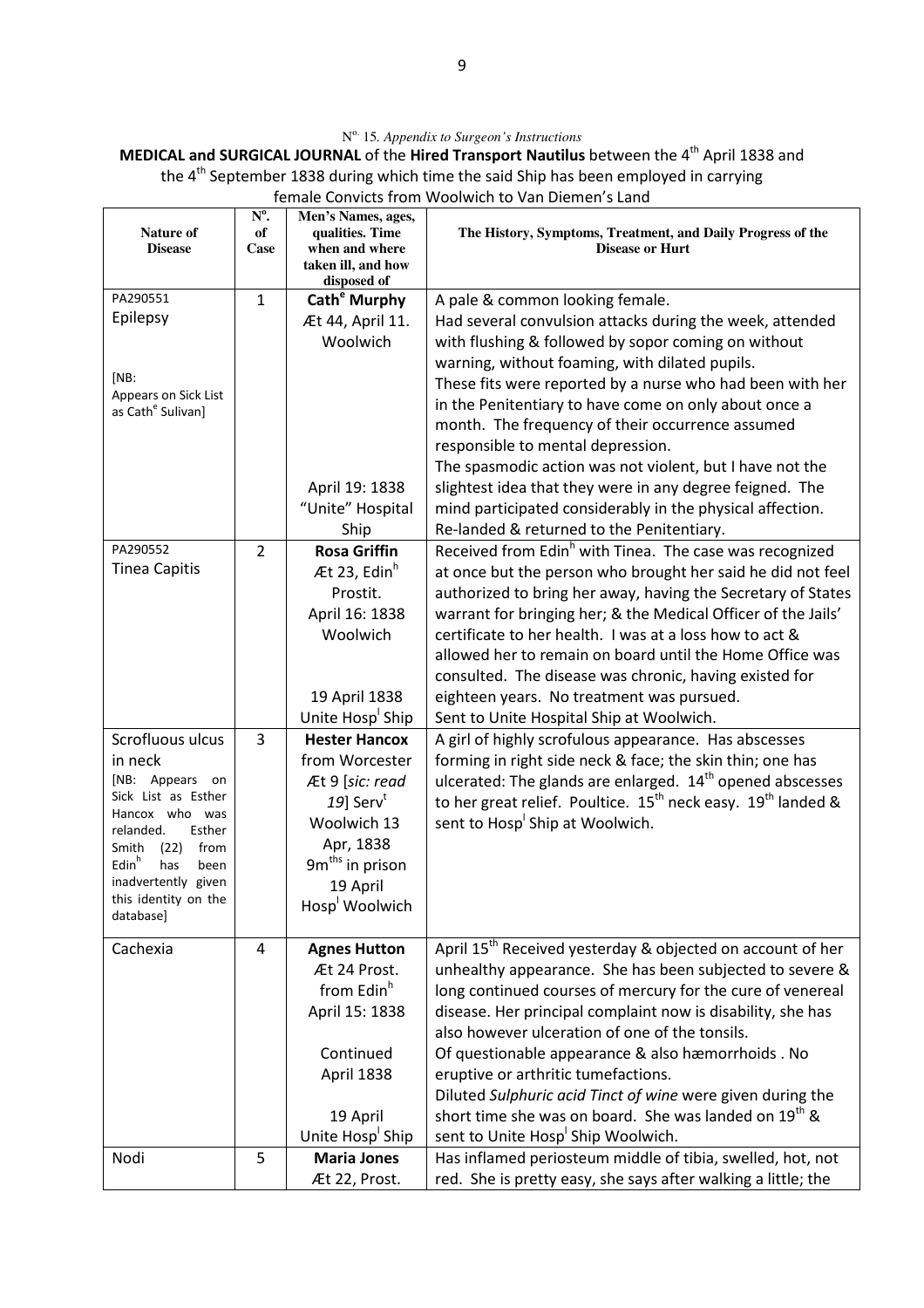N[o.] 15. *Appendix to Surgeon's Instructions*

**MEDICAL and SURGICAL JOURNAL** of the **Hired Transport Nautilus** between the 4[th] April 1838 and the 4[th] September 1838 during which time the said Ship has been employed in carrying female Convicts from Woolwich to Van Diemen's Land

| Nature of Disease | N[o]. of Case | Men's Names, ages, qualities. Time when and where taken ill, and how disposed of | The History, Symptoms, Treatment, and Daily Progress of the Disease or Hurt |
|---|---|---|---|
| PA290551<br>Epilepsy<br><br>[NB: Appears on Sick List as Cath[e] Sulivan] | 1 | **Cath[e] Murphy**<br>Æt 44, April 11.<br>Woolwich<br><br>April 19: 1838<br>"Unite" Hospital Ship | A pale & common looking female.<br>Had several convulsion attacks during the week, attended with flushing & followed by sopor coming on without warning, without foaming, with dilated pupils.<br>These fits were reported by a nurse who had been with her in the Penitentiary to have come on only about once a month. The frequency of their occurrence assumed responsible to mental depression.<br>The spasmodic action was not violent, but I have not the slightest idea that they were in any degree feigned. The mind participated considerably in the physical affection.<br>Re-landed & returned to the Penitentiary. |
| PA290552<br>Tinea Capitis | 2 | **Rosa Griffin**<br>Æt 23, Edin[h]<br>Prostit.<br>April 16: 1838<br>Woolwich<br><br>19 April 1838<br>Unite Hosp[l] Ship | Received from Edin[h] with Tinea. The case was recognized at once but the person who brought her said he did not feel authorized to bring her away, having the Secretary of States warrant for bringing her; & the Medical Officer of the Jails' certificate to her health. I was at a loss how to act & allowed her to remain on board until the Home Office was consulted. The disease was chronic, having existed for eighteen years. No treatment was pursued.<br>Sent to Unite Hospital Ship at Woolwich. |
| Scrofluous ulcus in neck<br>[NB: Appears on Sick List as Esther Hancox who was relanded. Esther Smith (22) from Edin[h] has been inadvertently given this identity on the database] | 3 | **Hester Hancox**<br>from Worcester<br>Æt 9 [*sic: read 19*] Serv[t]<br>Woolwich 13 Apr, 1838<br>9m[ths] in prison<br>19 April<br>Hosp[l] Woolwich | A girl of highly scrofulous appearance. Has abscesses forming in right side neck & face; the skin thin; one has ulcerated: The glands are enlarged. 14[th] opened abscesses to her great relief. Poultice. 15[th] neck easy. 19[th] landed & sent to Hosp[l] Ship at Woolwich. |
| Cachexia | 4 | **Agnes Hutton**<br>Æt 24 Prost.<br>from Edin[h]<br>April 15: 1838<br><br>Continued<br>April 1838<br><br>19 April<br>Unite Hosp[l] Ship | April 15[th] Received yesterday & objected on account of her unhealthy appearance. She has been subjected to severe & long continued courses of mercury for the cure of venereal disease. Her principal complaint now is disability, she has also however ulceration of one of the tonsils.<br>Of questionable appearance & also hæmorrhoids . No eruptive or arthritic tumefactions.<br>Diluted *Sulphuric acid Tinct of wine* were given during the short time she was on board. She was landed on 19[th] & sent to Unite Hosp[l] Ship Woolwich. |
| Nodi | 5 | **Maria Jones**<br>Æt 22, Prost. | Has inflamed periosteum middle of tibia, swelled, hot, not red. She is pretty easy, she says after walking a little; the |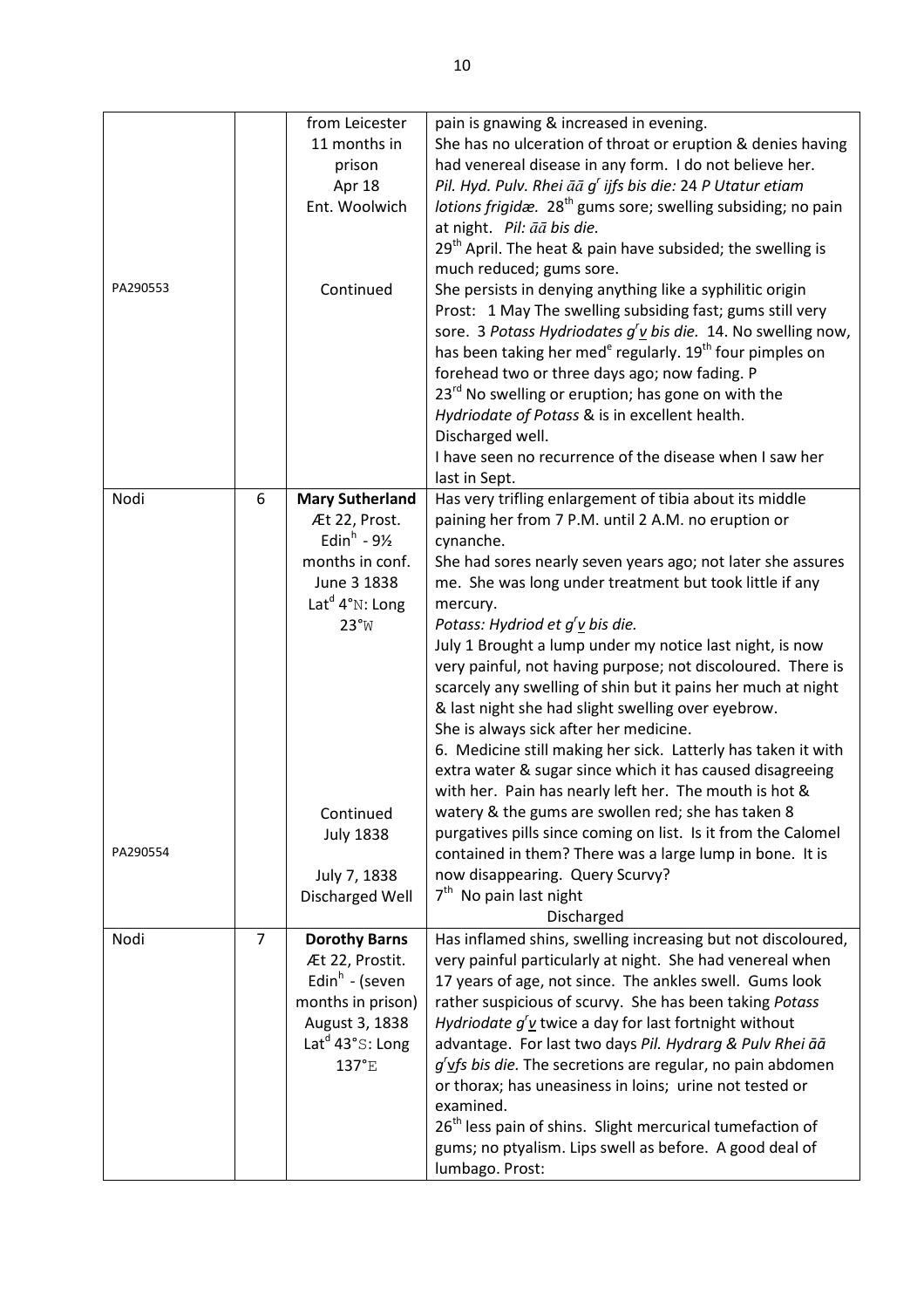| | | | |
|---|---|---|---|
| PA290553 | | from Leicester<br>11 months in prison<br>Apr 18<br>Ent. Woolwich<br><br>Continued | pain is gnawing & increased in evening.<br>She has no ulceration of throat or eruption & denies having had venereal disease in any form. I do not believe her.<br>*Pil. Hyd. Pulv. Rhei āā g^r ijfs bis die:* 24 *P Utatur etiam lotions frigidæ.* 28th gums sore; swelling subsiding; no pain at night. *Pil: āā bis die.*<br>29th April. The heat & pain have subsided; the swelling is much reduced; gums sore.<br>She persists in denying anything like a syphilitic origin<br>Prost: 1 May The swelling subsiding fast; gums still very sore. 3 *Potass Hydriodates g^r v bis die.* 14. No swelling now, has been taking her med^e regularly. 19th four pimples on forehead two or three days ago; now fading. P<br>23rd No swelling or eruption; has gone on with the *Hydriodate of Potass* & is in excellent health.<br>Discharged well.<br>I have seen no recurrence of the disease when I saw her last in Sept. |
| Nodi<br><br>PA290554 | 6 | **Mary Sutherland**<br>Æt 22, Prost.<br>Edin^h - 9½ months in conf.<br>June 3 1838<br>Lat^d 4°N: Long 23°W<br><br>Continued<br>July 1838<br><br>July 7, 1838<br>Discharged Well | Has very trifling enlargement of tibia about its middle paining her from 7 P.M. until 2 A.M. no eruption or cynanche.<br>She had sores nearly seven years ago; not later she assures me. She was long under treatment but took little if any mercury.<br>*Potass: Hydriod et g^r v bis die.*<br>July 1 Brought a lump under my notice last night, is now very painful, not having purpose; not discoloured. There is scarcely any swelling of shin but it pains her much at night & last night she had slight swelling over eyebrow.<br>She is always sick after her medicine.<br>6. Medicine still making her sick. Latterly has taken it with extra water & sugar since which it has caused disagreeing with her. Pain has nearly left her. The mouth is hot & watery & the gums are swollen red; she has taken 8 purgatives pills since coming on list. Is it from the Calomel contained in them? There was a large lump in bone. It is now disappearing. Query Scurvy?<br>7th No pain last night<br>Discharged |
| Nodi | 7 | **Dorothy Barns**<br>Æt 22, Prostit.<br>Edin^h - (seven months in prison)<br>August 3, 1838<br>Lat^d 43°S: Long 137°E | Has inflamed shins, swelling increasing but not discoloured, very painful particularly at night. She had venereal when 17 years of age, not since. The ankles swell. Gums look rather suspicious of scurvy. She has been taking *Potass Hydriodate g^r v* twice a day for last fortnight without advantage. For last two days *Pil. Hydrarg & Pulv Rhei āā g^r vfs bis die.* The secretions are regular, no pain abdomen or thorax; has uneasiness in loins; urine not tested or examined.<br>26th less pain of shins. Slight mercurical tumefaction of gums; no ptyalism. Lips swell as before. A good deal of lumbago. Prost: |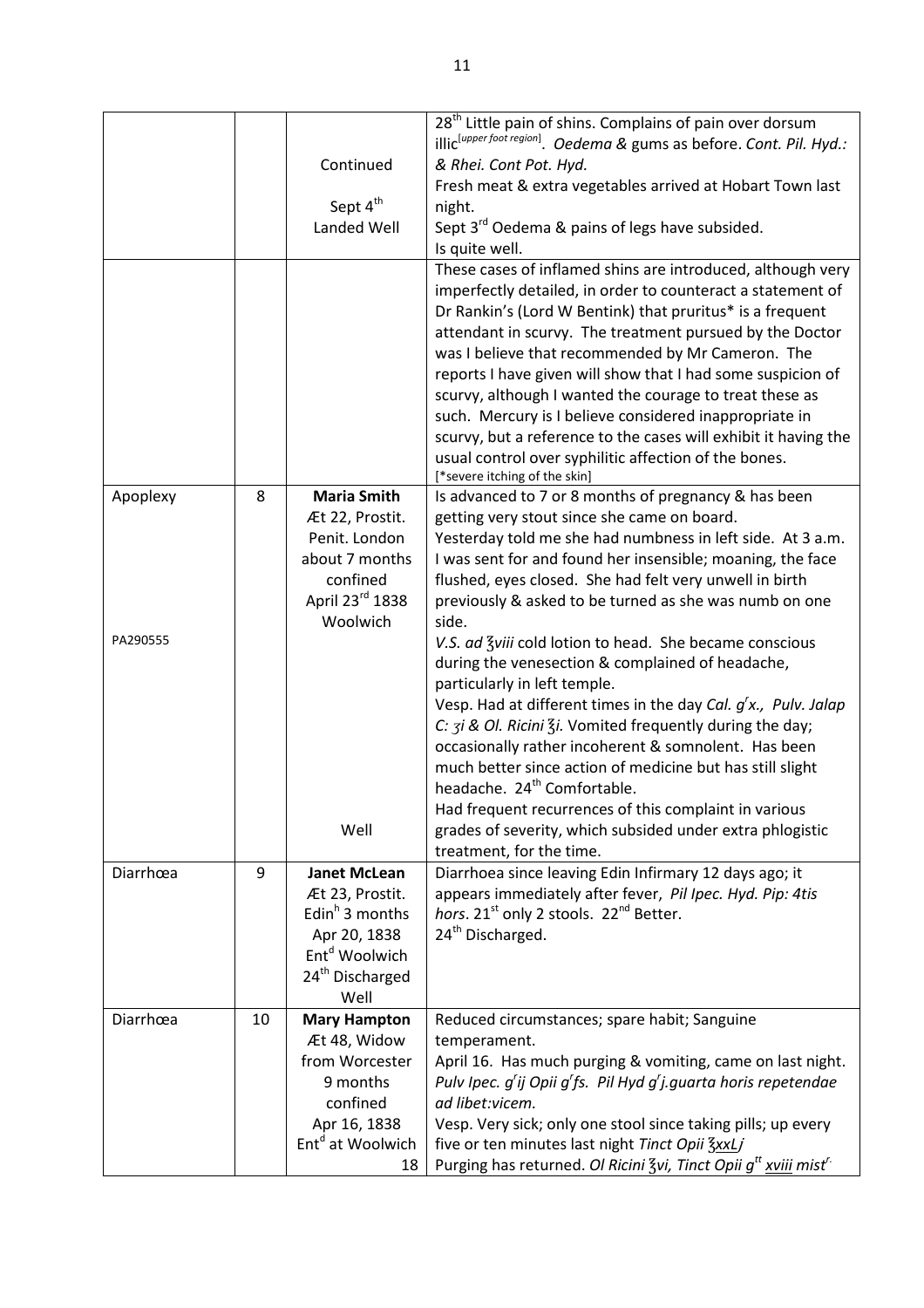| | | | |
|---|---|---|---|
| | | Continued<br><br>Sept 4[th]<br>Landed Well | 28[th] Little pain of shins. Complains of pain over dorsum illic[upper foot region]. *Oedema* & gums as before. *Cont. Pil. Hyd.: & Rhei. Cont Pot. Hyd.*<br>Fresh meat & extra vegetables arrived at Hobart Town last night.<br>Sept 3[rd] Oedema & pains of legs have subsided.<br>Is quite well. |
| | | | These cases of inflamed shins are introduced, although very imperfectly detailed, in order to counteract a statement of Dr Rankin's (Lord W Bentink) that pruritus* is a frequent attendant in scurvy. The treatment pursued by the Doctor was I believe that recommended by Mr Cameron. The reports I have given will show that I had some suspicion of scurvy, although I wanted the courage to treat these as such. Mercury is I believe considered inappropriate in scurvy, but a reference to the cases will exhibit it having the usual control over syphilitic affection of the bones.<br>[*severe itching of the skin] |
| Apoplexy<br><br><br><br><br><br>PA290555 | 8 | **Maria Smith**<br>Æt 22, Prostit.<br>Penit. London<br>about 7 months<br>confined<br>April 23[rd] 1838<br>Woolwich<br><br><br><br><br><br><br><br><br>Well | Is advanced to 7 or 8 months of pregnancy & has been getting very stout since she came on board.<br>Yesterday told me she had numbness in left side. At 3 a.m. I was sent for and found her insensible; moaning, the face flushed, eyes closed. She had felt very unwell in birth previously & asked to be turned as she was numb on one side.<br>*V.S. ad ℥viii* cold lotion to head. She became conscious during the venesection & complained of headache, particularly in left temple.<br>Vesp. Had at different times in the day *Cal. g[r]x., Pulv. Jalap C: ʒi & Ol. Ricini ℥i*. Vomited frequently during the day; occasionally rather incoherent & somnolent. Has been much better since action of medicine but has still slight headache. 24[th] Comfortable.<br>Had frequent recurrences of this complaint in various grades of severity, which subsided under extra phlogistic treatment, for the time. |
| Diarrhœa | 9 | **Janet McLean**<br>Æt 23, Prostit.<br>Edin[h] 3 months<br>Apr 20, 1838<br>Ent[d] Woolwich<br>24[th] Discharged<br>Well | Diarrhoea since leaving Edin Infirmary 12 days ago; it appears immediately after fever, *Pil Ipec. Hyd. Pip: 4tis hors*. 21[st] only 2 stools. 22[nd] Better.<br>24[th] Discharged. |
| Diarrhœa | 10 | **Mary Hampton**<br>Æt 48, Widow<br>from Worcester<br>9 months<br>confined<br>Apr 16, 1838<br>Ent[d] at Woolwich<br>18 | Reduced circumstances; spare habit; Sanguine temperament.<br>April 16. Has much purging & vomiting, came on last night. *Pulv Ipec. g[r]ij Opii g[r]fs. Pil Hyd g[r]j.guarta horis repetendae ad libet:vicem.*<br>Vesp. Very sick; only one stool since taking pills; up every five or ten minutes last night *Tinct Opii ℥xxLj*<br>Purging has returned. *Ol Ricini ℥vi, Tinct Opii g[tt] xviii mist[r.]* |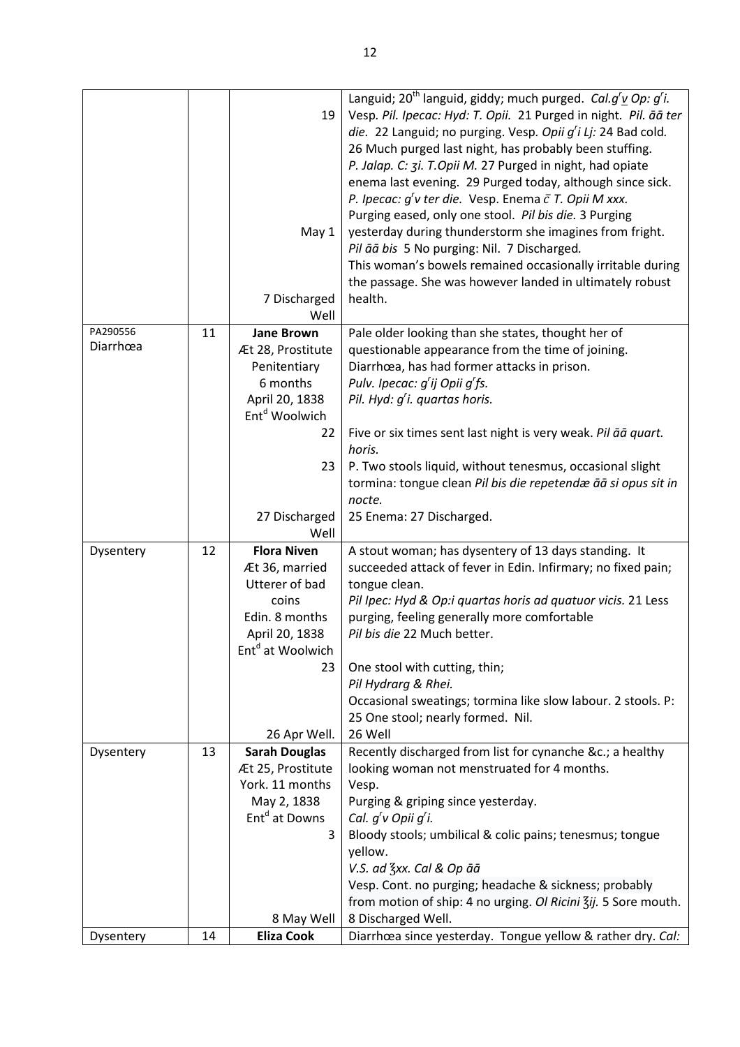| | | | |
|---|---|---|---|
| | | 19<br><br><br><br><br><br><br>May 1<br><br><br><br>7 Discharged Well | Languid; 20[th] languid, giddy; much purged. *Cal.g[r]v Op: g[r]i.* Vesp. *Pil. Ipecac: Hyd: T. Opii.* 21 Purged in night. *Pil. āā ter die.* 22 Languid; no purging. Vesp. *Opii g[r]i Lj:* 24 Bad cold. 26 Much purged last night, has probably been stuffing. *P. Jalap. C: ʒi. T.Opii M.* 27 Purged in night, had opiate enema last evening. 29 Purged today, although since sick. *P. Ipecac: g[r]v ter die.* Vesp. Enema *c̄ T. Opii M xxx.* Purging eased, only one stool. *Pil bis die.* 3 Purging yesterday during thunderstorm she imagines from fright. *Pil āā bis* 5 No purging: Nil. 7 Discharged. This woman's bowels remained occasionally irritable during the passage. She was however landed in ultimately robust health. |
| PA290556 Diarrhœa | 11 | **Jane Brown**<br>Æt 28, Prostitute<br>Penitentiary<br>6 months<br>April 20, 1838<br>Ent[d] Woolwich<br>22<br><br>23<br><br><br>27 Discharged Well | Pale older looking than she states, thought her of questionable appearance from the time of joining. Diarrhœa, has had former attacks in prison. *Pulv. Ipecac: g[r]ij Opii g[r]fs.* *Pil. Hyd: g[r]i. quartas horis.*<br><br>Five or six times sent last night is very weak. *Pil āā quart. horis.*<br>P. Two stools liquid, without tenesmus, occasional slight tormina: tongue clean *Pil bis die repetendæ āā si opus sit in nocte.*<br>25 Enema: 27 Discharged. |
| Dysentery | 12 | **Flora Niven**<br>Æt 36, married<br>Utterer of bad coins<br>Edin. 8 months<br>April 20, 1838<br>Ent[d] at Woolwich<br>23<br><br><br><br>26 Apr Well. | A stout woman; has dysentery of 13 days standing. It succeeded attack of fever in Edin. Infirmary; no fixed pain; tongue clean. *Pil Ipec: Hyd & Op:i quartas horis ad quatuor vicis.* 21 Less purging, feeling generally more comfortable *Pil bis die* 22 Much better.<br><br>One stool with cutting, thin; *Pil Hydrarg & Rhei.* Occasional sweatings; tormina like slow labour. 2 stools. P: 25 One stool; nearly formed. Nil.<br>26 Well |
| Dysentery | 13 | **Sarah Douglas**<br>Æt 25, Prostitute<br>York. 11 months<br>May 2, 1838<br>Ent[d] at Downs<br>3<br><br><br><br><br>8 May Well | Recently discharged from list for cynanche &c.; a healthy looking woman not menstruated for 4 months. Vesp. Purging & griping since yesterday. *Cal. g[r]v Opii g[r]i.*<br>Bloody stools; umbilical & colic pains; tenesmus; tongue yellow. *V.S. ad ℥xx. Cal & Op āā*<br>Vesp. Cont. no purging; headache & sickness; probably from motion of ship: 4 no urging. *Ol Ricini ℥ij.* 5 Sore mouth.<br>8 Discharged Well. |
| Dysentery | 14 | **Eliza Cook** | Diarrhœa since yesterday. Tongue yellow & rather dry. *Cal:* |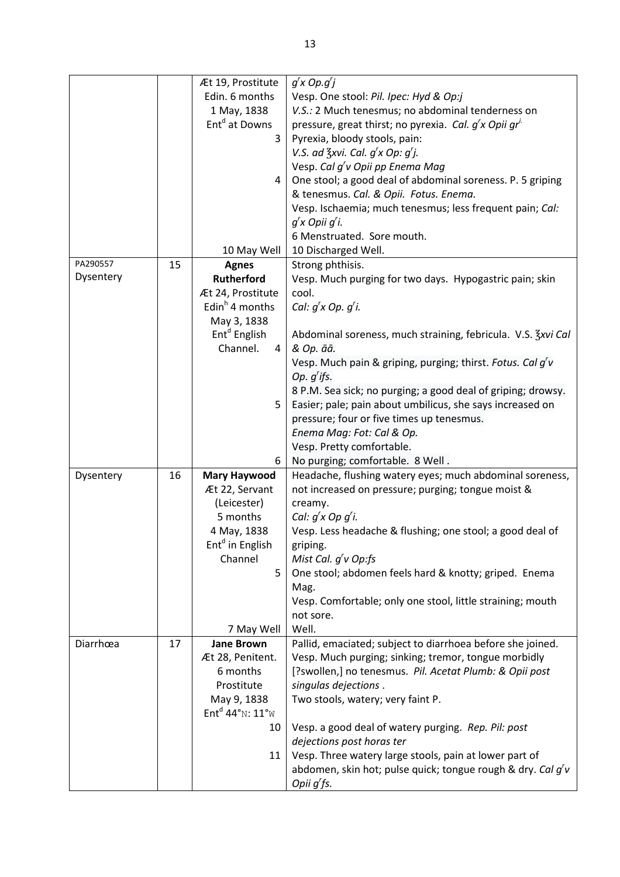| | | | |
|---|---|---|---|
| | | Æt 19, Prostitute<br>Edin. 6 months<br>1 May, 1838<br>Ent[d] at Downs<br>3<br><br><br>4<br><br><br><br><br>10 May Well | *g[r]x Op.g[r]j*<br>Vesp. One stool: *Pil. Ipec: Hyd & Op:j*<br>*V.S.:* 2 Much tenesmus; no abdominal tenderness on pressure, great thirst; no pyrexia. *Cal. g[r]x Opii gr[i.]*<br>Pyrexia, bloody stools, pain:<br>*V.S. ad ℥xvi. Cal. g[r]x Op: g[r]j.*<br>Vesp. *Cal g[r]v Opii pp Enema Mag*<br>One stool; a good deal of abdominal soreness. P. 5 griping & tenesmus. *Cal. & Opii. Fotus. Enema.*<br>Vesp. Ischaemia; much tenesmus; less frequent pain; *Cal: g[r]x Opii g[r]i.*<br>6 Menstruated. Sore mouth.<br>10 Discharged Well. |
| PA290557<br>Dysentery | 15 | **Agnes Rutherford**<br>Æt 24, Prostitute<br>Edin[h] 4 months<br>May 3, 1838<br>Ent[d] English Channel. 4<br><br><br><br>5<br><br><br><br>6 | Strong phthisis.<br>Vesp. Much purging for two days. Hypogastric pain; skin cool.<br>*Cal: g[r]x Op. g[r]i.*<br><br>Abdominal soreness, much straining, febricula. V.S. ℥*xvi Cal & Op. āā.*<br>Vesp. Much pain & griping, purging; thirst. *Fotus. Cal g[r]v Op. g[r]ifs.*<br>8 P.M. Sea sick; no purging; a good deal of griping; drowsy.<br>Easier; pale; pain about umbilicus, she says increased on pressure; four or five times up tenesmus.<br>*Enema Mag: Fot: Cal & Op.*<br>Vesp. Pretty comfortable.<br>No purging; comfortable. 8 Well . |
| Dysentery | 16 | **Mary Haywood**<br>Æt 22, Servant<br>(Leicester)<br>5 months<br>4 May, 1838<br>Ent[d] in English Channel<br>5<br><br><br><br>7 May Well | Headache, flushing watery eyes; much abdominal soreness, not increased on pressure; purging; tongue moist & creamy.<br>*Cal: g[r]x Op g[r]i.*<br>Vesp. Less headache & flushing; one stool; a good deal of griping.<br>*Mist Cal. g[r]v Op:fs*<br>One stool; abdomen feels hard & knotty; griped. Enema Mag.<br>Vesp. Comfortable; only one stool, little straining; mouth not sore.<br>Well. |
| Diarrhœa | 17 | **Jane Brown**<br>Æt 28, Penitent.<br>6 months<br>Prostitute<br>May 9, 1838<br>Ent[d] 44°N: 11°W<br>10<br><br>11 | Pallid, emaciated; subject to diarrhoea before she joined.<br>Vesp. Much purging; sinking; tremor, tongue morbidly [?swollen,] no tenesmus. *Pil. Acetat Plumb: & Opii post singulas dejections .*<br>Two stools, watery; very faint P.<br><br>Vesp. a good deal of watery purging. *Rep. Pil: post dejections post horas ter*<br>Vesp. Three watery large stools, pain at lower part of abdomen, skin hot; pulse quick; tongue rough & dry. *Cal g[r]v Opii g[r]fs.* |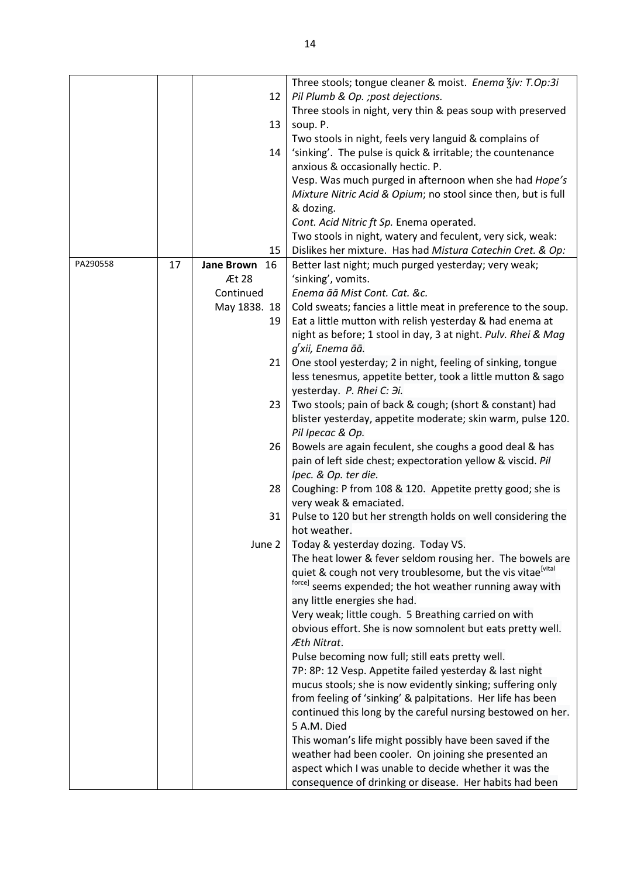|  |  |  |  |
|---|---|---|---|
|  |  | 12 | Three stools; tongue cleaner & moist. *Enema ℥iv: T.Op:3i Pil Plumb & Op. ;post dejections.* |
|  |  | 13 | Three stools in night, very thin & peas soup with preserved soup. P. |
|  |  | 14 | Two stools in night, feels very languid & complains of 'sinking'. The pulse is quick & irritable; the countenance anxious & occasionally hectic. P. |
|  |  |  | Vesp. Was much purged in afternoon when she had *Hope's Mixture Nitric Acid & Opium*; no stool since then, but is full & dozing. |
|  |  |  | *Cont. Acid Nitric ft Sp.* Enema operated. |
|  |  | 15 | Two stools in night, watery and feculent, very sick, weak: Dislikes her mixture. Has had *Mistura Catechin Cret. & Op:* |
| PA290558 | 17 | **Jane Brown** 16 Æt 28 Continued May 1838. | Better last night; much purged yesterday; very weak; 'sinking', vomits. *Enema āā Mist Cont. Cat. &c.* |
|  |  | 18 | Cold sweats; fancies a little meat in preference to the soup. |
|  |  | 19 | Eat a little mutton with relish yesterday & had enema at night as before; 1 stool in day, 3 at night. *Pulv. Rhei & Mag gʳxii, Enema āā.* |
|  |  | 21 | One stool yesterday; 2 in night, feeling of sinking, tongue less tenesmus, appetite better, took a little mutton & sago yesterday. *P. Rhei C: Əi.* |
|  |  | 23 | Two stools; pain of back & cough; (short & constant) had blister yesterday, appetite moderate; skin warm, pulse 120. *Pil Ipecac & Op.* |
|  |  | 26 | Bowels are again feculent, she coughs a good deal & has pain of left side chest; expectoration yellow & viscid. *Pil Ipec. & Op. ter die.* |
|  |  | 28 | Coughing: P from 108 & 120. Appetite pretty good; she is very weak & emaciated. |
|  |  | 31 | Pulse to 120 but her strength holds on well considering the hot weather. |
|  |  | June 2 | Today & yesterday dozing. Today VS. |
|  |  |  | The heat lower & fever seldom rousing her. The bowels are quiet & cough not very troublesome, but the vis vitae[vital force] seems expended; the hot weather running away with any little energies she had. |
|  |  |  | Very weak; little cough. 5 Breathing carried on with obvious effort. She is now somnolent but eats pretty well. *Æth Nitrat*. |
|  |  |  | Pulse becoming now full; still eats pretty well. |
|  |  |  | 7P: 8P: 12 Vesp. Appetite failed yesterday & last night mucus stools; she is now evidently sinking; suffering only from feeling of 'sinking' & palpitations. Her life has been continued this long by the careful nursing bestowed on her. |
|  |  |  | 5 A.M. Died |
|  |  |  | This woman's life might possibly have been saved if the weather had been cooler. On joining she presented an aspect which I was unable to decide whether it was the consequence of drinking or disease. Her habits had been |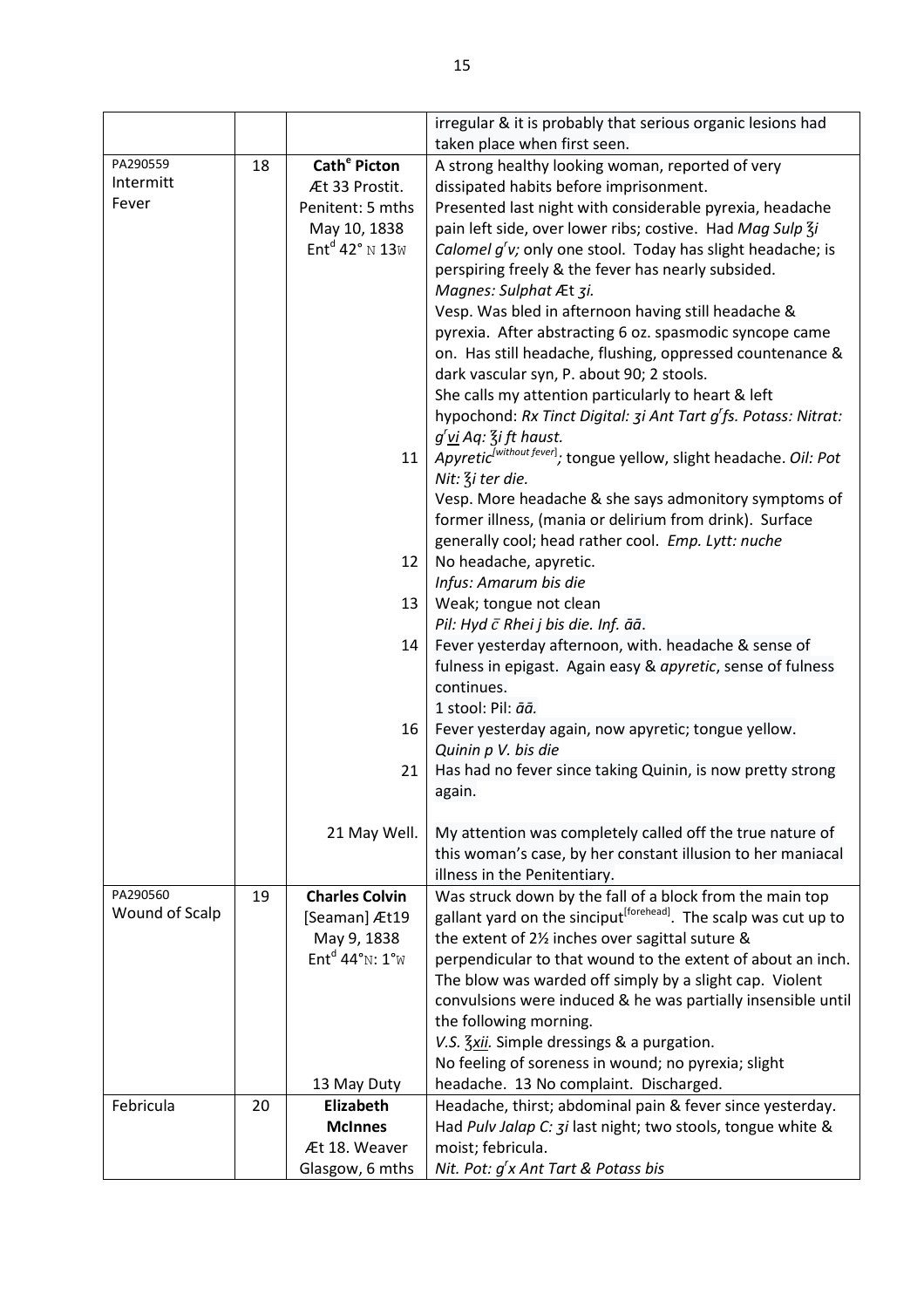| | | | |
|---|---|---|---|
| | | | irregular & it is probably that serious organic lesions had taken place when first seen. |
| PA290559 Intermitt Fever | 18 | **Cath^e Picton** Æt 33 Prostit. Penitent: 5 mths May 10, 1838 Ent^d 42° N 13W | A strong healthy looking woman, reported of very dissipated habits before imprisonment. Presented last night with considerable pyrexia, headache pain left side, over lower ribs; costive. Had *Mag Sulp ℥i Calomel g^r v;* only one stool. Today has slight headache; is perspiring freely & the fever has nearly subsided. *Magnes: Sulphat Æt ʒi.* Vesp. Was bled in afternoon having still headache & pyrexia. After abstracting 6 oz. spasmodic syncope came on. Has still headache, flushing, oppressed countenance & dark vascular syn, P. about 90; 2 stools. She calls my attention particularly to heart & left hypochond: *Rx Tinct Digital: ʒi Ant Tart g^r fs. Potass: Nitrat: g^r vi Aq: ℥i ft haust.* |
| | | 11 | *Apyretic*[without fever]; tongue yellow, slight headache. *Oil: Pot Nit: ℥i ter die.* Vesp. More headache & she says admonitory symptoms of former illness, (mania or delirium from drink). Surface generally cool; head rather cool. *Emp. Lytt: nuche* |
| | | 12 | No headache, apyretic. *Infus: Amarum bis die* |
| | | 13 | Weak; tongue not clean *Pil: Hyd c̄ Rhei j bis die. Inf. āā.* |
| | | 14 | Fever yesterday afternoon, with. headache & sense of fulness in epigast. Again easy & *apyretic*, sense of fulness continues. 1 stool: Pil: *āā.* |
| | | 16 | Fever yesterday again, now apyretic; tongue yellow. *Quinin p V. bis die* |
| | | 21 | Has had no fever since taking Quinin, is now pretty strong again. |
| | | 21 May Well. | My attention was completely called off the true nature of this woman's case, by her constant illusion to her maniacal illness in the Penitentiary. |
| PA290560 Wound of Scalp | 19 | **Charles Colvin** [Seaman] Æt19 May 9, 1838 Ent^d 44°N: 1°W | Was struck down by the fall of a block from the main top gallant yard on the sinciput[forehead]. The scalp was cut up to the extent of 2½ inches over sagittal suture & perpendicular to that wound to the extent of about an inch. The blow was warded off simply by a slight cap. Violent convulsions were induced & he was partially insensible until the following morning. *V.S. ℥xii.* Simple dressings & a purgation. |
| | | 13 May Duty | No feeling of soreness in wound; no pyrexia; slight headache. 13 No complaint. Discharged. |
| Febricula | 20 | **Elizabeth McInnes** Æt 18. Weaver Glasgow, 6 mths | Headache, thirst; abdominal pain & fever since yesterday. Had *Pulv Jalap C: ʒi* last night; two stools, tongue white & moist; febricula. *Nit. Pot: g^r x Ant Tart & Potass bis* |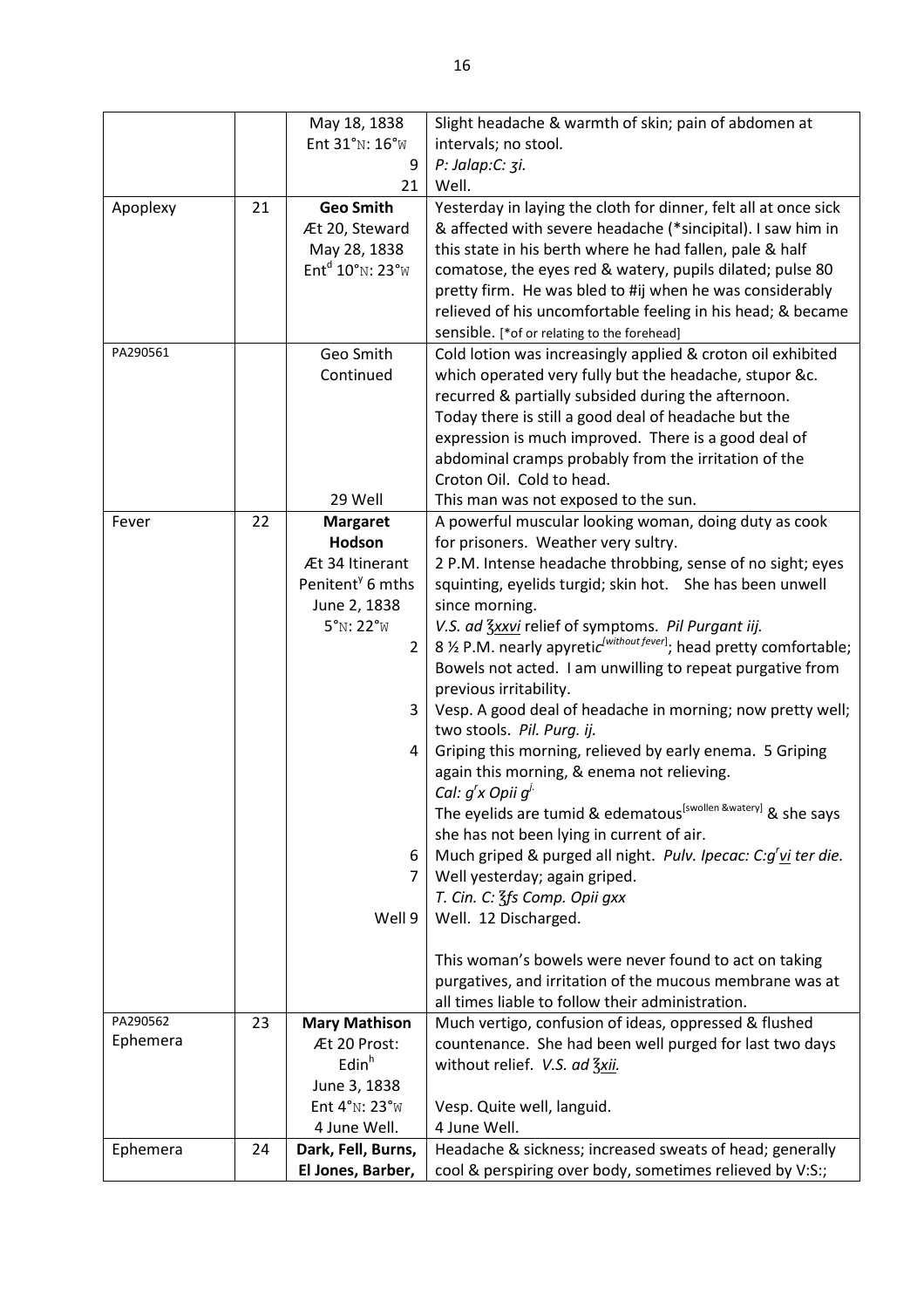| | | | |
|---|---|---|---|
| | | May 18, 1838<br>Ent 31°N: 16°W<br>9<br>21 | Slight headache & warmth of skin; pain of abdomen at intervals; no stool.<br>*P: Jalap:C: ʒi.*<br>Well. |
| Apoplexy | 21 | **Geo Smith**<br>Æt 20, Steward<br>May 28, 1838<br>Ent[d] 10°N: 23°W | Yesterday in laying the cloth for dinner, felt all at once sick & affected with severe headache (*sincipital). I saw him in this state in his berth where he had fallen, pale & half comatose, the eyes red & watery, pupils dilated; pulse 80 pretty firm. He was bled to #ij when he was considerably relieved of his uncomfortable feeling in his head; & became sensible. [*of or relating to the forehead] |
| PA290561 | | Geo Smith<br>Continued<br><br><br><br><br><br>29 Well | Cold lotion was increasingly applied & croton oil exhibited which operated very fully but the headache, stupor &c. recurred & partially subsided during the afternoon. Today there is still a good deal of headache but the expression is much improved. There is a good deal of abdominal cramps probably from the irritation of the Croton Oil. Cold to head.<br>This man was not exposed to the sun. |
| Fever | 22 | **Margaret Hodson**<br>Æt 34 Itinerant<br>Penitent[y] 6 mths<br>June 2, 1838<br>5°N: 22°W<br>2<br><br><br>3<br><br>4<br><br><br><br><br>6<br>7<br><br>Well 9 | A powerful muscular looking woman, doing duty as cook for prisoners. Weather very sultry.<br>2 P.M. Intense headache throbbing, sense of no sight; eyes squinting, eyelids turgid; skin hot. She has been unwell since morning.<br>*V.S. ad ℥xxvi* relief of symptoms. *Pil Purgant iij.*<br>8 ½ P.M. nearly apyretic[without fever]; head pretty comfortable; Bowels not acted. I am unwilling to repeat purgative from previous irritability.<br>Vesp. A good deal of headache in morning; now pretty well; two stools. *Pil. Purg. ij.*<br>Griping this morning, relieved by early enema. 5 Griping again this morning, & enema not relieving.<br>*Cal: g[r]x Opii g[j.]*<br>The eyelids are tumid & edematous[swollen &watery] & she says she has not been lying in current of air.<br>Much griped & purged all night. *Pulv. Ipecac: C:g[r]vi ter die.*<br>Well yesterday; again griped.<br>*T. Cin. C: ℥fs Comp. Opii gxx*<br>Well. 12 Discharged.<br><br>This woman's bowels were never found to act on taking purgatives, and irritation of the mucous membrane was at all times liable to follow their administration. |
| PA290562<br>Ephemera | 23 | **Mary Mathison**<br>Æt 20 Prost:<br>Edin[h]<br>June 3, 1838<br>Ent 4°N: 23°W<br>4 June Well. | Much vertigo, confusion of ideas, oppressed & flushed countenance. She had been well purged for last two days without relief. *V.S. ad ℥xii.*<br><br>Vesp. Quite well, languid.<br>4 June Well. |
| Ephemera | 24 | **Dark, Fell, Burns, El Jones, Barber,** | Headache & sickness; increased sweats of head; generally cool & perspiring over body, sometimes relieved by V:S:; |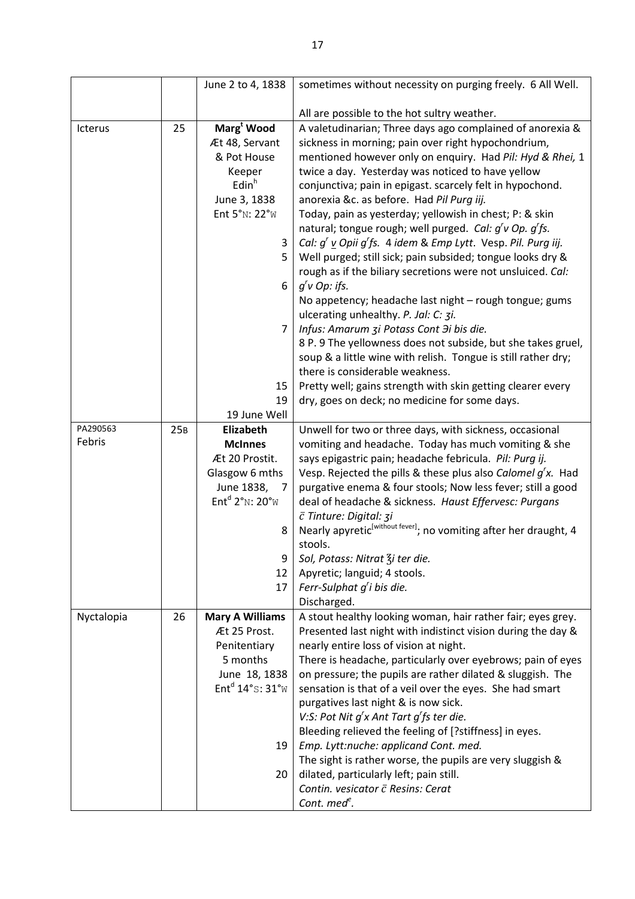| | | | |
|---|---|---|---|
| | | June 2 to 4, 1838 | sometimes without necessity on purging freely. 6 All Well.<br><br>All are possible to the hot sultry weather. |
| Icterus | 25 | **Marg[t] Wood**<br>Æt 48, Servant & Pot House Keeper<br>Edin[h]<br>June 3, 1838<br>Ent 5°N: 22°W | A valetudinarian; Three days ago complained of anorexia & sickness in morning; pain over right hypochondrium, mentioned however only on enquiry. Had *Pil: Hyd & Rhei,* 1 twice a day. Yesterday was noticed to have yellow conjunctiva; pain in epigast. scarcely felt in hypochond. anorexia &c. as before. Had *Pil Purg iij.*<br>Today, pain as yesterday; yellowish in chest; P: & skin natural; tongue rough; well purged. *Cal: g[r]v Op. g[r]fs.* |
| | | 3 | *Cal: g[r] v Opii g[r]fs.* 4 *idem* & *Emp Lytt*. Vesp. *Pil. Purg iij.* |
| | | 5 | Well purged; still sick; pain subsided; tongue looks dry & rough as if the biliary secretions were not unsluiced. *Cal: g[r]v Op: ifs.* |
| | | 6 | No appetency; headache last night – rough tongue; gums ulcerating unhealthy. *P. Jal: C: ʒi.* |
| | | 7 | *Infus: Amarum ʒi Potass Cont Ͽi bis die.*<br>8 P. 9 The yellowness does not subside, but she takes gruel, soup & a little wine with relish. Tongue is still rather dry; there is considerable weakness. |
| | | 15 | Pretty well; gains strength with skin getting clearer every |
| | | 19 | dry, goes on deck; no medicine for some days. |
| | | 19 June Well | |
| PA290563<br>Febris | 25B | **Elizabeth McInnes**<br>Æt 20 Prostit.<br>Glasgow 6 mths<br>June 1838, 7<br>Ent[d] 2°N: 20°W | Unwell for two or three days, with sickness, occasional vomiting and headache. Today has much vomiting & she says epigastric pain; headache febricula. *Pil: Purg ij.*<br>Vesp. Rejected the pills & these plus also *Calomel g[r]x.* Had purgative enema & four stools; Now less fever; still a good deal of headache & sickness. *Haust Effervesc: Purgans c̄ Tinture: Digital: ʒi* |
| | | 8 | Nearly apyretic[without fever]; no vomiting after her draught, 4 stools. |
| | | 9 | *Sol, Potass: Nitrat ℥i ter die.* |
| | | 12 | Apyretic; languid; 4 stools. |
| | | 17 | *Ferr-Sulphat g[r]i bis die.*<br>Discharged. |
| Nyctalopia | 26 | **Mary A Williams**<br>Æt 25 Prost.<br>Penitentiary<br>5 months<br>June 18, 1838<br>Ent[d] 14°S: 31°W | A stout healthy looking woman, hair rather fair; eyes grey. Presented last night with indistinct vision during the day & nearly entire loss of vision at night.<br>There is headache, particularly over eyebrows; pain of eyes on pressure; the pupils are rather dilated & sluggish. The sensation is that of a veil over the eyes. She had smart purgatives last night & is now sick.<br>*V:S: Pot Nit g[r]x Ant Tart g[r]fs ter die.*<br>Bleeding relieved the feeling of [?stiffness] in eyes. |
| | | 19 | *Emp. Lytt:nuche: applicand Cont. med.*<br>The sight is rather worse, the pupils are very sluggish & |
| | | 20 | dilated, particularly left; pain still.<br>*Contin. vesicator c̄ Resins: Cerat*<br>*Cont. med[e].* |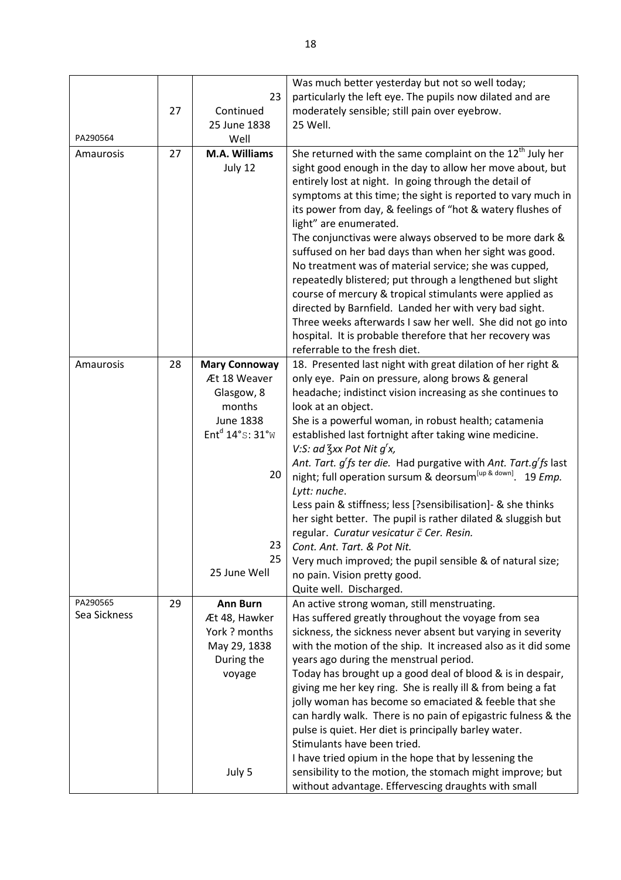| | | | |
|---|---|---|---|
| PA290564 | 27 | 23<br>Continued<br>25 June 1838<br>Well | Was much better yesterday but not so well today; particularly the left eye. The pupils now dilated and are moderately sensible; still pain over eyebrow.<br>25 Well. |
| Amaurosis | 27 | **M.A. Williams**<br>July 12 | She returned with the same complaint on the 12th July her sight good enough in the day to allow her move about, but entirely lost at night. In going through the detail of symptoms at this time; the sight is reported to vary much in its power from day, & feelings of "hot & watery flushes of light" are enumerated.<br>The conjunctivas were always observed to be more dark & suffused on her bad days than when her sight was good. No treatment was of material service; she was cupped, repeatedly blistered; put through a lengthened but slight course of mercury & tropical stimulants were applied as directed by Barnfield. Landed her with very bad sight. Three weeks afterwards I saw her well. She did not go into hospital. It is probable therefore that her recovery was referrable to the fresh diet. |
| Amaurosis | 28 | **Mary Connoway**<br>Æt 18 Weaver<br>Glasgow, 8 months<br>June 1838<br>Ent$^{d}$ 14°S: 31°W<br><br>20<br><br>23<br>25<br>25 June Well | 18. Presented last night with great dilation of her right & only eye. Pain on pressure, along brows & general headache; indistinct vision increasing as she continues to look at an object.<br>She is a powerful woman, in robust health; catamenia established last fortnight after taking wine medicine.<br>*V:S: ad ℥xx Pot Nit g$^{r}$x,*<br>*Ant. Tart. g$^{r}$fs ter die.* Had purgative with *Ant. Tart.g$^{r}$fs* last night; full operation sursum & deorsum[up & down]. 19 *Emp. Lytt: nuche*.<br>Less pain & stiffness; less [?sensibilisation]- & she thinks her sight better. The pupil is rather dilated & sluggish but regular. *Curatur vesicatur c̄ Cer. Resin.*<br>*Cont. Ant. Tart. & Pot Nit.*<br>Very much improved; the pupil sensible & of natural size; no pain. Vision pretty good.<br>Quite well. Discharged. |
| PA290565<br>Sea Sickness | 29 | **Ann Burn**<br>Æt 48, Hawker<br>York ? months<br>May 29, 1838<br>During the voyage<br><br>July 5 | An active strong woman, still menstruating.<br>Has suffered greatly throughout the voyage from sea sickness, the sickness never absent but varying in severity with the motion of the ship. It increased also as it did some years ago during the menstrual period.<br>Today has brought up a good deal of blood & is in despair, giving me her key ring. She is really ill & from being a fat jolly woman has become so emaciated & feeble that she can hardly walk. There is no pain of epigastric fulness & the pulse is quiet. Her diet is principally barley water.<br>Stimulants have been tried.<br>I have tried opium in the hope that by lessening the sensibility to the motion, the stomach might improve; but without advantage. Effervescing draughts with small |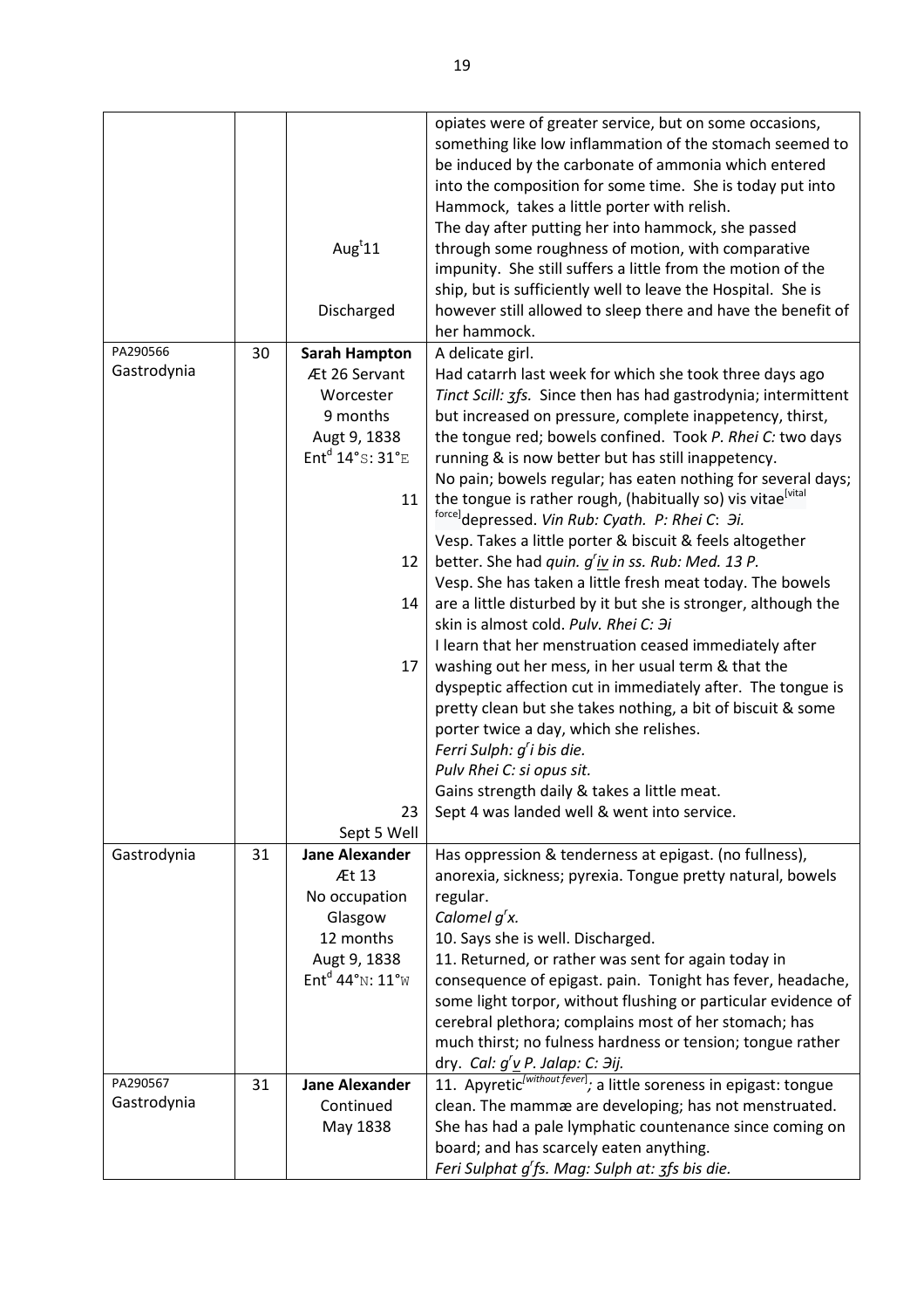| | | | |
|---|---|---|---|
| | | Aug$^t$11<br><br>Discharged | opiates were of greater service, but on some occasions, something like low inflammation of the stomach seemed to be induced by the carbonate of ammonia which entered into the composition for some time. She is today put into Hammock, takes a little porter with relish.<br>The day after putting her into hammock, she passed through some roughness of motion, with comparative impunity. She still suffers a little from the motion of the ship, but is sufficiently well to leave the Hospital. She is however still allowed to sleep there and have the benefit of her hammock. |
| PA290566<br>Gastrodynia | 30 | **Sarah Hampton**<br>Æt 26 Servant<br>Worcester<br>9 months<br>Augt 9, 1838<br>Ent$^d$ 14°S: 31°E<br><br>11<br><br>12<br><br>14<br><br>17<br><br><br><br><br><br>23<br>Sept 5 Well | A delicate girl.<br>Had catarrh last week for which she took three days ago *Tinct Scill: ʒfs.* Since then has had gastrodynia; intermittent but increased on pressure, complete inappetency, thirst, the tongue red; bowels confined. Took *P. Rhei C:* two days running & is now better but has still inappetency.<br>No pain; bowels regular; has eaten nothing for several days; the tongue is rather rough, (habitually so) vis vitae[vital force] depressed. *Vin Rub: Cyath. P: Rhei C: Əi.*<br>Vesp. Takes a little porter & biscuit & feels altogether better. She had *quin. g$^r$iv in ss. Rub: Med. 13 P.*<br>Vesp. She has taken a little fresh meat today. The bowels are a little disturbed by it but she is stronger, although the skin is almost cold. *Pulv. Rhei C: Əi*<br>I learn that her menstruation ceased immediately after washing out her mess, in her usual term & that the dyspeptic affection cut in immediately after. The tongue is pretty clean but she takes nothing, a bit of biscuit & some porter twice a day, which she relishes.<br>*Ferri Sulph: g$^r$i bis die.*<br>*Pulv Rhei C: si opus sit.*<br>Gains strength daily & takes a little meat.<br>Sept 4 was landed well & went into service. |
| Gastrodynia | 31 | **Jane Alexander**<br>Æt 13<br>No occupation<br>Glasgow<br>12 months<br>Augt 9, 1838<br>Ent$^d$ 44°N: 11°W | Has oppression & tenderness at epigast. (no fullness), anorexia, sickness; pyrexia. Tongue pretty natural, bowels regular.<br>*Calomel g$^r$x.*<br>10. Says she is well. Discharged.<br>11. Returned, or rather was sent for again today in consequence of epigast. pain. Tonight has fever, headache, some light torpor, without flushing or particular evidence of cerebral plethora; complains most of her stomach; has much thirst; no fulness hardness or tension; tongue rather dry. *Cal: g$^r$v P. Jalap: C: Əij.* |
| PA290567<br>Gastrodynia | 31 | **Jane Alexander**<br>Continued<br>May 1838 | 11. Apyretic[without fever]; a little soreness in epigast: tongue clean. The mammæ are developing; has not menstruated. She has had a pale lymphatic countenance since coming on board; and has scarcely eaten anything.<br>*Feri Sulphat g$^r$fs. Mag: Sulph at: ʒfs bis die.* |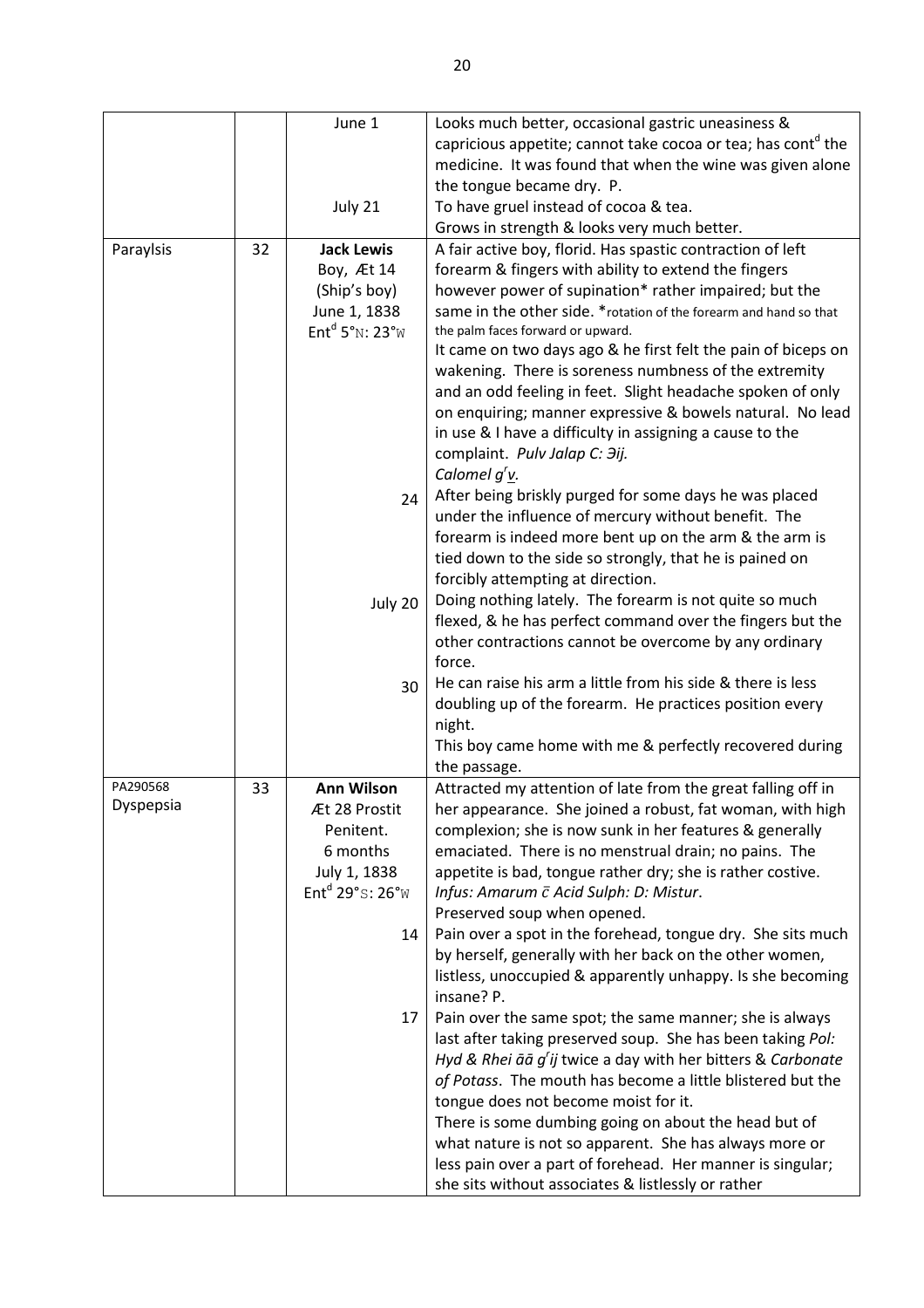| | | | |
|---|---|---|---|
| | | June 1 | Looks much better, occasional gastric uneasiness & capricious appetite; cannot take cocoa or tea; has cont[d] the medicine. It was found that when the wine was given alone the tongue became dry. P. |
| | | July 21 | To have gruel instead of cocoa & tea. Grows in strength & looks very much better. |
| Paraylsis | 32 | **Jack Lewis** Boy, Æt 14 (Ship's boy) June 1, 1838 Ent[d] 5°N: 23°W | A fair active boy, florid. Has spastic contraction of left forearm & fingers with ability to extend the fingers however power of supination* rather impaired; but the same in the other side. *rotation of the forearm and hand so that the palm faces forward or upward. It came on two days ago & he first felt the pain of biceps on wakening. There is soreness numbness of the extremity and an odd feeling in feet. Slight headache spoken of only on enquiring; manner expressive & bowels natural. No lead in use & I have a difficulty in assigning a cause to the complaint. *Pulv Jalap C: Эij. Calomel g[r] v.* |
| | | 24 | After being briskly purged for some days he was placed under the influence of mercury without benefit. The forearm is indeed more bent up on the arm & the arm is tied down to the side so strongly, that he is pained on forcibly attempting at direction. |
| | | July 20 | Doing nothing lately. The forearm is not quite so much flexed, & he has perfect command over the fingers but the other contractions cannot be overcome by any ordinary force. |
| | | 30 | He can raise his arm a little from his side & there is less doubling up of the forearm. He practices position every night. This boy came home with me & perfectly recovered during the passage. |
| PA290568 Dyspepsia | 33 | **Ann Wilson** Æt 28 Prostit Penitent. 6 months July 1, 1838 Ent[d] 29°S: 26°W | Attracted my attention of late from the great falling off in her appearance. She joined a robust, fat woman, with high complexion; she is now sunk in her features & generally emaciated. There is no menstrual drain; no pains. The appetite is bad, tongue rather dry; she is rather costive. *Infus: Amarum c̄ Acid Sulph: D: Mistur*. Preserved soup when opened. |
| | | 14 | Pain over a spot in the forehead, tongue dry. She sits much by herself, generally with her back on the other women, listless, unoccupied & apparently unhappy. Is she becoming insane? P. |
| | | 17 | Pain over the same spot; the same manner; she is always last after taking preserved soup. She has been taking *Pol: Hyd & Rhei āā g[r]ij* twice a day with her bitters & *Carbonate of Potass*. The mouth has become a little blistered but the tongue does not become moist for it. There is some dumbing going on about the head but of what nature is not so apparent. She has always more or less pain over a part of forehead. Her manner is singular; she sits without associates & listlessly or rather |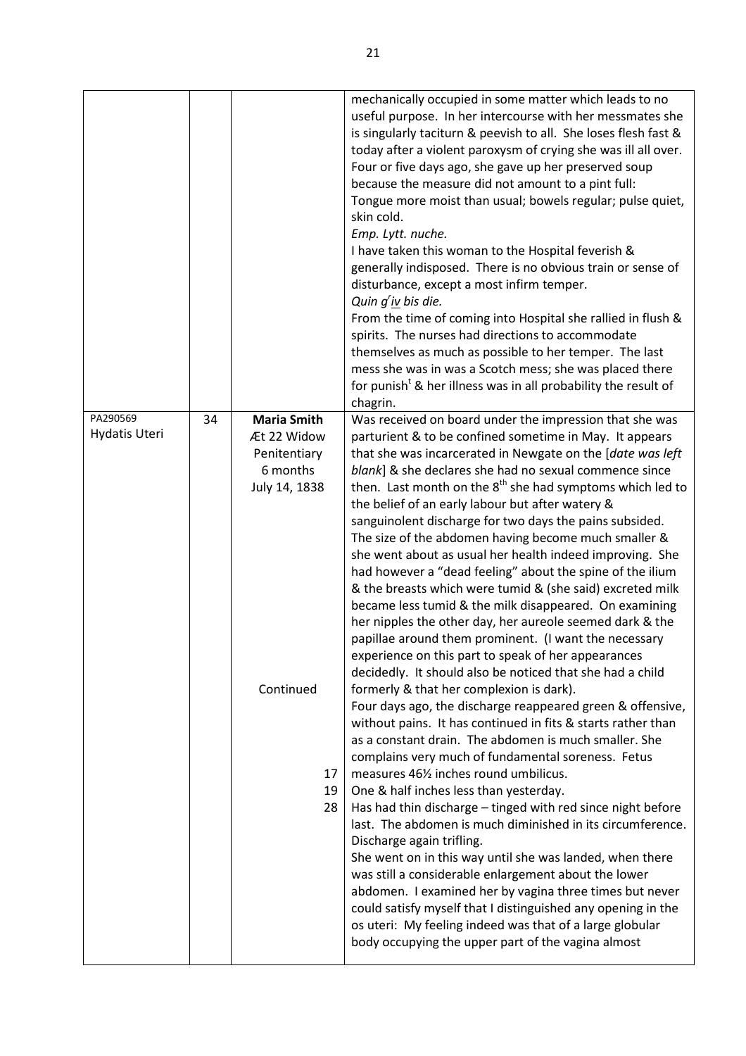| | | | |
|---|---|---|---|
| | | | mechanically occupied in some matter which leads to no useful purpose. In her intercourse with her messmates she is singularly taciturn & peevish to all. She loses flesh fast & today after a violent paroxysm of crying she was ill all over. Four or five days ago, she gave up her preserved soup because the measure did not amount to a pint full: Tongue more moist than usual; bowels regular; pulse quiet, skin cold. *Emp. Lytt. nuche.* I have taken this woman to the Hospital feverish & generally indisposed. There is no obvious train or sense of disturbance, except a most infirm temper. *Quin g[r] iv bis die.* From the time of coming into Hospital she rallied in flush & spirits. The nurses had directions to accommodate themselves as much as possible to her temper. The last mess she was in was a Scotch mess; she was placed there for punish[t] & her illness was in all probability the result of chagrin. |
| PA290569 Hydatis Uteri | 34 | **Maria Smith** Æt 22 Widow Penitentiary 6 months July 14, 1838 | Was received on board under the impression that she was parturient & to be confined sometime in May. It appears that she was incarcerated in Newgate on the [*date was left blank*] & she declares she had no sexual commence since then. Last month on the 8[th] she had symptoms which led to the belief of an early labour but after watery & sanguinolent discharge for two days the pains subsided. The size of the abdomen having become much smaller & she went about as usual her health indeed improving. She had however a "dead feeling" about the spine of the ilium & the breasts which were tumid & (she said) excreted milk became less tumid & the milk disappeared. On examining her nipples the other day, her aureole seemed dark & the papillae around them prominent. (I want the necessary experience on this part to speak of her appearances decidedly. It should also be noticed that she had a child formerly & that her complexion is dark). |
| | | Continued | Four days ago, the discharge reappeared green & offensive, without pains. It has continued in fits & starts rather than as a constant drain. The abdomen is much smaller. She complains very much of fundamental soreness. Fetus |
| | | 17 | measures 46½ inches round umbilicus. |
| | | 19 | One & half inches less than yesterday. |
| | | 28 | Has had thin discharge – tinged with red since night before last. The abdomen is much diminished in its circumference. Discharge again trifling. She went on in this way until she was landed, when there was still a considerable enlargement about the lower abdomen. I examined her by vagina three times but never could satisfy myself that I distinguished any opening in the os uteri: My feeling indeed was that of a large globular body occupying the upper part of the vagina almost |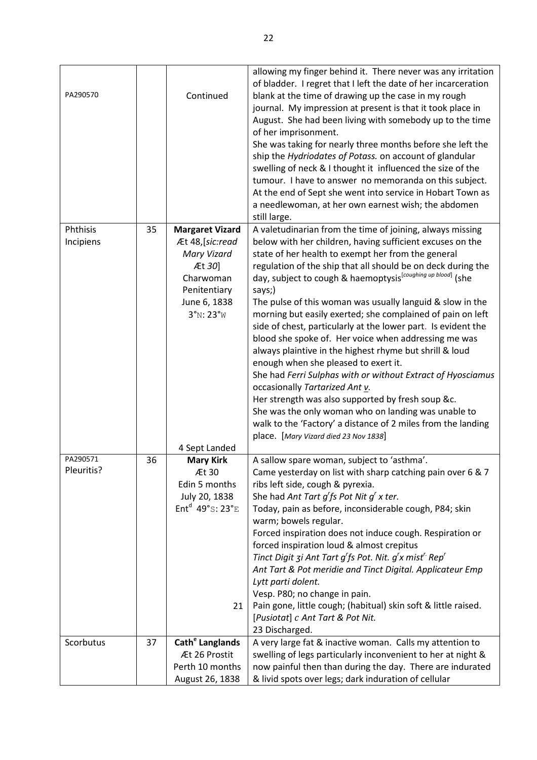| | | | |
|---|---|---|---|
| PA290570 | | Continued | allowing my finger behind it. There never was any irritation of bladder. I regret that I left the date of her incarceration blank at the time of drawing up the case in my rough journal. My impression at present is that it took place in August. She had been living with somebody up to the time of her imprisonment.<br>She was taking for nearly three months before she left the ship the *Hydriodates of Potass.* on account of glandular swelling of neck & I thought it influenced the size of the tumour. I have to answer no memoranda on this subject. At the end of Sept she went into service in Hobart Town as a needlewoman, at her own earnest wish; the abdomen still large. |
| Phthisis Incipiens | 35 | **Margaret Vizard**<br>Æt 48,[*sic:read Mary Vizard Æt 30*]<br>Charwoman<br>Penitentiary<br>June 6, 1838<br>3°N: 23°W<br><br>4 Sept Landed | A valetudinarian from the time of joining, always missing below with her children, having sufficient excuses on the state of her health to exempt her from the general regulation of the ship that all should be on deck during the day, subject to cough & haemoptysis[*coughing up blood*] (she says;)<br>The pulse of this woman was usually languid & slow in the morning but easily exerted; she complained of pain on left side of chest, particularly at the lower part. Is evident the blood she spoke of. Her voice when addressing me was always plaintive in the highest rhyme but shrill & loud enough when she pleased to exert it.<br>She had *Ferri Sulphas with or without Extract of Hyosciamus* occasionally *Tartarized Ant v.*<br>Her strength was also supported by fresh soup &c.<br>She was the only woman who on landing was unable to walk to the 'Factory' a distance of 2 miles from the landing place. [*Mary Vizard died 23 Nov 1838*] |
| PA290571<br>Pleuritis? | 36 | **Mary Kirk**<br>Æt 30<br>Edin 5 months<br>July 20, 1838<br>Ent[d] 49°S: 23°E<br><br>21 | A sallow spare woman, subject to 'asthma'.<br>Came yesterday on list with sharp catching pain over 6 & 7 ribs left side, cough & pyrexia.<br>She had *Ant Tart g[r]fs Pot Nit g[r] x ter.*<br>Today, pain as before, inconsiderable cough, P84; skin warm; bowels regular.<br>Forced inspiration does not induce cough. Respiration or forced inspiration loud & almost crepitus<br>*Tinct Digit ʒi Ant Tart g[r]fs Pot. Nit. g[r]x mist[r.] Rep[r]*<br>*Ant Tart & Pot meridie and Tinct Digital. Applicateur Emp Lytt parti dolent.*<br>Vesp. P80; no change in pain.<br>Pain gone, little cough; (habitual) skin soft & little raised. [*Pusiotat*] *c Ant Tart & Pot Nit.*<br>23 Discharged. |
| Scorbutus | 37 | **Cath[e] Langlands**<br>Æt 26 Prostit<br>Perth 10 months<br>August 26, 1838 | A very large fat & inactive woman. Calls my attention to swelling of legs particularly inconvenient to her at night & now painful then than during the day. There are indurated & livid spots over legs; dark induration of cellular |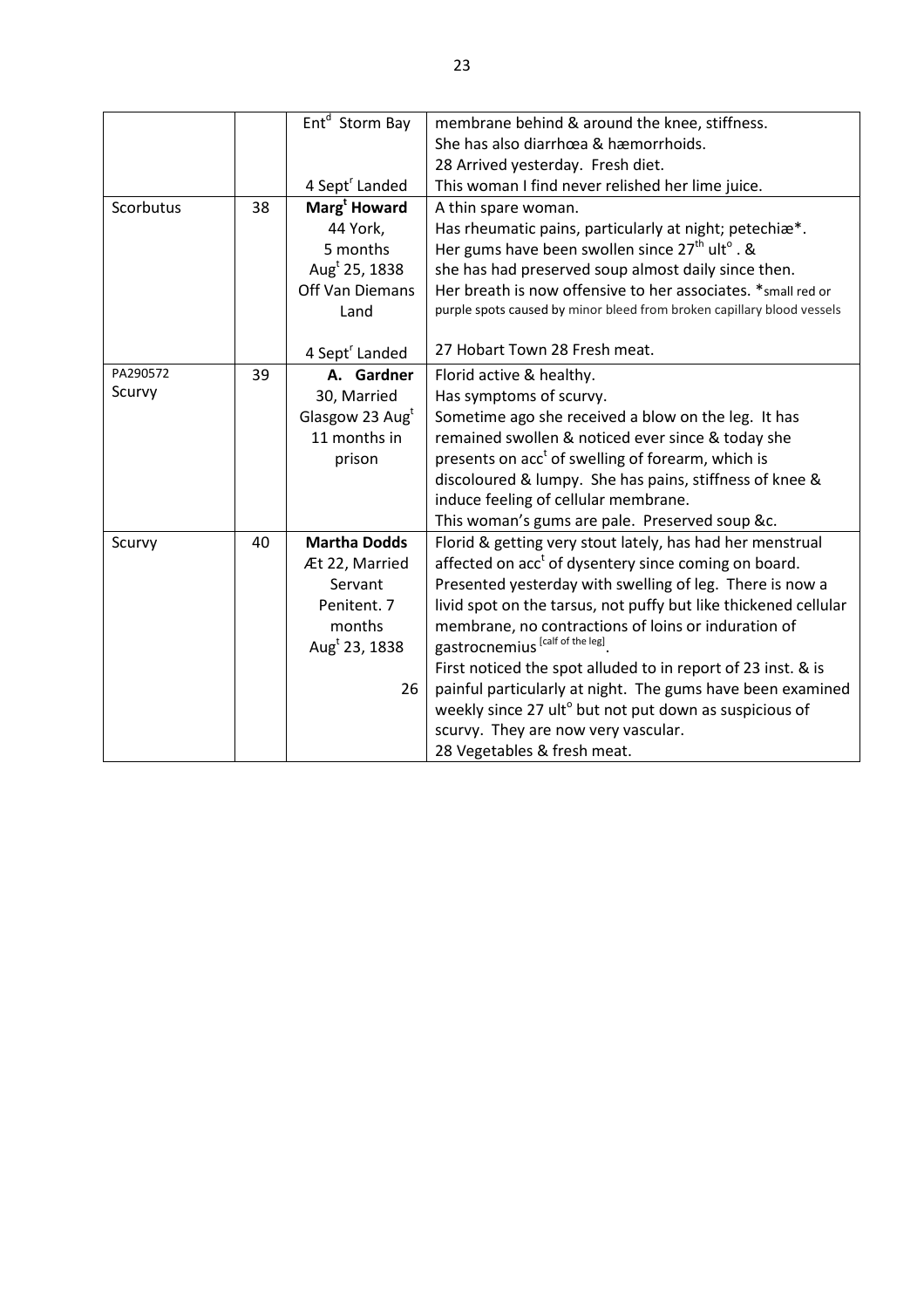| | | | |
|---|---|---|---|
| | | Ent[d] Storm Bay<br><br><br>4 Sept[r] Landed | membrane behind & around the knee, stiffness.<br>She has also diarrhœa & hæmorrhoids.<br>28 Arrived yesterday. Fresh diet.<br>This woman I find never relished her lime juice. |
| Scorbutus | 38 | **Marg[t] Howard**<br>44 York,<br>5 months<br>Aug[t] 25, 1838<br>Off Van Diemans Land<br><br>4 Sept[r] Landed | A thin spare woman.<br>Has rheumatic pains, particularly at night; petechiæ*.<br>Her gums have been swollen since 27[th] ult[o] . &<br>she has had preserved soup almost daily since then.<br>Her breath is now offensive to her associates. *small red or purple spots caused by minor bleed from broken capillary blood vessels<br><br>27 Hobart Town 28 Fresh meat. |
| PA290572<br>Scurvy | 39 | **A. Gardner**<br>30, Married<br>Glasgow 23 Aug[t]<br>11 months in prison | Florid active & healthy.<br>Has symptoms of scurvy.<br>Sometime ago she received a blow on the leg. It has remained swollen & noticed ever since & today she presents on acc[t] of swelling of forearm, which is discoloured & lumpy. She has pains, stiffness of knee & induce feeling of cellular membrane.<br>This woman's gums are pale. Preserved soup &c. |
| Scurvy | 40 | **Martha Dodds**<br>Æt 22, Married<br>Servant<br>Penitent. 7 months<br>Aug[t] 23, 1838<br><br>26 | Florid & getting very stout lately, has had her menstrual affected on acc[t] of dysentery since coming on board.<br>Presented yesterday with swelling of leg. There is now a livid spot on the tarsus, not puffy but like thickened cellular membrane, no contractions of loins or induration of gastrocnemius [calf of the leg].<br>First noticed the spot alluded to in report of 23 inst. & is painful particularly at night. The gums have been examined weekly since 27 ult[o] but not put down as suspicious of scurvy. They are now very vascular.<br>28 Vegetables & fresh meat. |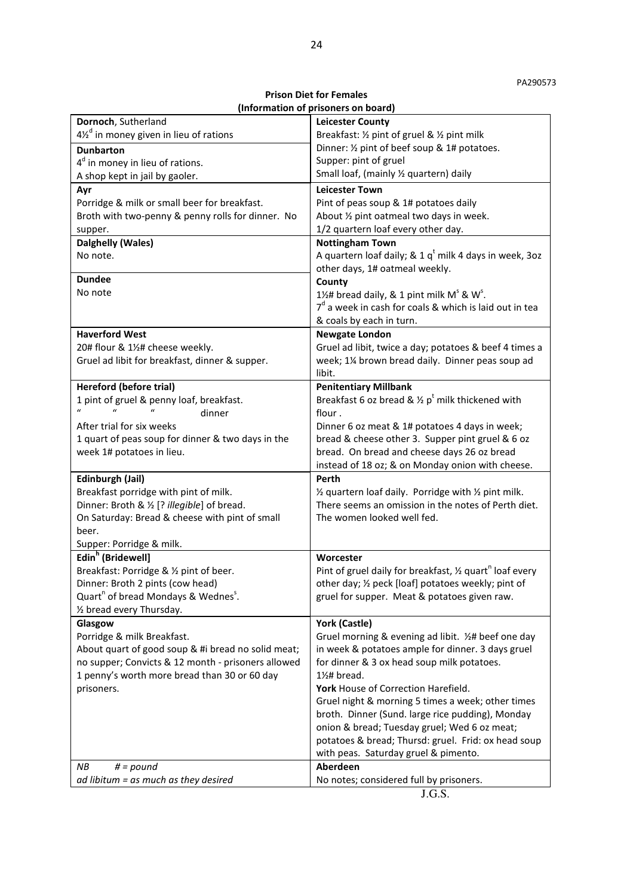PA290573

**Prison Diet for Females**
**(Information of prisoners on board)**

| | |
|---|---|
| **Dornoch**, Sutherland<br>4½[d] in money given in lieu of rations | **Leicester County**<br>Breakfast: ½ pint of gruel & ½ pint milk<br>Dinner: ½ pint of beef soup & 1# potatoes.<br>Supper: pint of gruel<br>Small loaf, (mainly ½ quartern) daily |
| **Dunbarton**<br>4[d] in money in lieu of rations.<br>A shop kept in jail by gaoler. | |
| **Ayr**<br>Porridge & milk or small beer for breakfast.<br>Broth with two-penny & penny rolls for dinner. No supper. | **Leicester Town**<br>Pint of peas soup & 1# potatoes daily<br>About ½ pint oatmeal two days in week.<br>1/2 quartern loaf every other day. |
| **Dalghelly (Wales)**<br>No note. | **Nottingham Town**<br>A quartern loaf daily; & 1 q[t] milk 4 days in week, 3oz other days, 1# oatmeal weekly. |
| **Dundee**<br>No note | **County**<br>1½# bread daily, & 1 pint milk M[s] & W[s].<br>7[d] a week in cash for coals & which is laid out in tea & coals by each in turn. |
| **Haverford West**<br>20# flour & 1½# cheese weekly.<br>Gruel ad libit for breakfast, dinner & supper. | **Newgate London**<br>Gruel ad libit, twice a day; potatoes & beef 4 times a week; 1¼ brown bread daily. Dinner peas soup ad libit. |
| **Hereford (before trial)**<br>1 pint of gruel & penny loaf, breakfast.<br>" " " dinner<br>After trial for six weeks<br>1 quart of peas soup for dinner & two days in the week 1# potatoes in lieu. | **Penitentiary Millbank**<br>Breakfast 6 oz bread & ½ p[t] milk thickened with flour .<br>Dinner 6 oz meat & 1# potatoes 4 days in week; bread & cheese other 3. Supper pint gruel & 6 oz bread. On bread and cheese days 26 oz bread instead of 18 oz; & on Monday onion with cheese. |
| **Edinburgh (Jail)**<br>Breakfast porridge with pint of milk.<br>Dinner: Broth & ½ [? *illegible*] of bread.<br>On Saturday: Bread & cheese with pint of small beer.<br>Supper: Porridge & milk. | **Perth**<br>½ quartern loaf daily. Porridge with ½ pint milk.<br>There seems an omission in the notes of Perth diet.<br>The women looked well fed. |
| **Edin[h] (Bridewell]**<br>Breakfast: Porridge & ½ pint of beer.<br>Dinner: Broth 2 pints (cow head)<br>Quart[n] of bread Mondays & Wednes[s].<br>½ bread every Thursday. | **Worcester**<br>Pint of gruel daily for breakfast, ½ quart[n] loaf every other day; ½ peck [loaf] potatoes weekly; pint of gruel for supper. Meat & potatoes given raw. |
| **Glasgow**<br>Porridge & milk Breakfast.<br>About quart of good soup & #i bread no solid meat; no supper; Convicts & 12 month - prisoners allowed 1 penny's worth more bread than 30 or 60 day prisoners. | **York (Castle)**<br>Gruel morning & evening ad libit. ½# beef one day in week & potatoes ample for dinner. 3 days gruel for dinner & 3 ox head soup milk potatoes.<br>1½# bread.<br>**York** House of Correction Harefield.<br>Gruel night & morning 5 times a week; other times broth. Dinner (Sund. large rice pudding), Monday onion & bread; Tuesday gruel; Wed 6 oz meat; potatoes & bread; Thursd: gruel. Frid: ox head soup with peas. Saturday gruel & pimento. |
| *NB # = pound*<br>*ad libitum = as much as they desired* | **Aberdeen**<br>No notes; considered full by prisoners. |

J.G.S.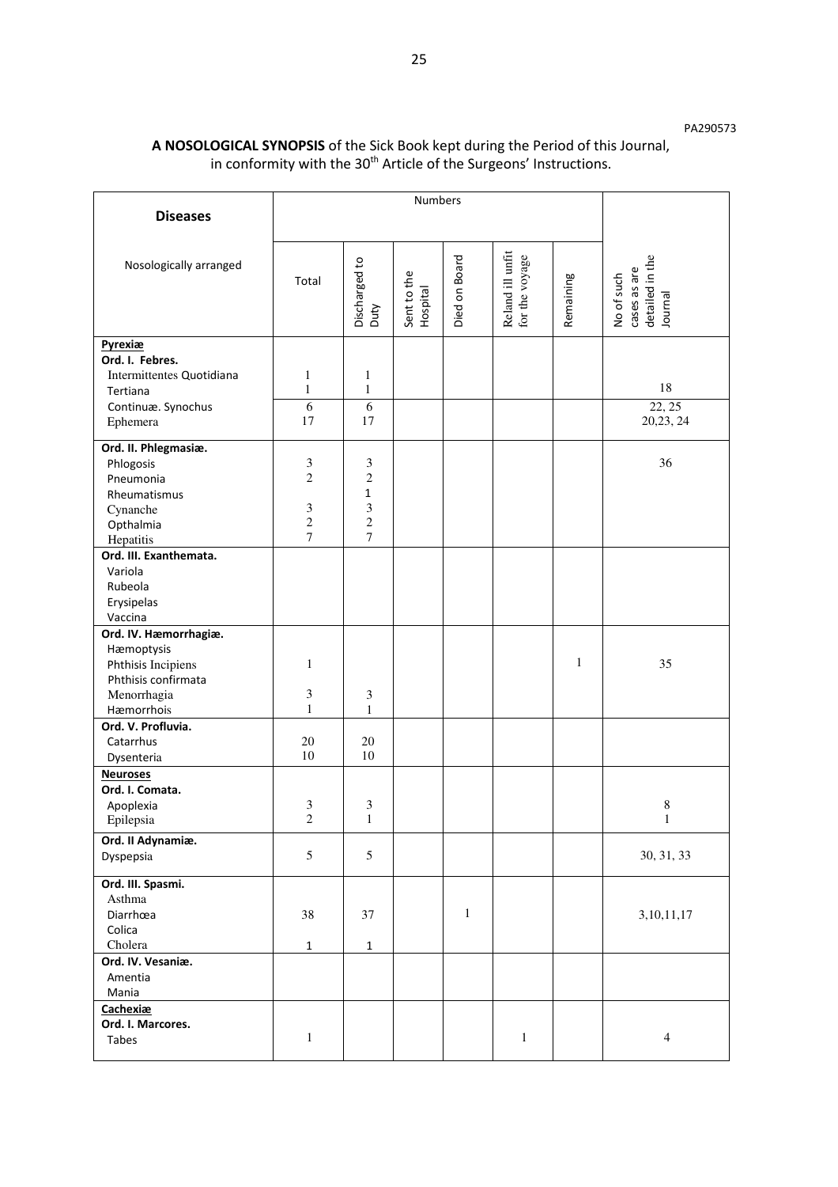PA290573

**A NOSOLOGICAL SYNOPSIS** of the Sick Book kept during the Period of this Journal, in conformity with the 30th Article of the Surgeons' Instructions.

| Diseases | Numbers | | | | | | |
|---|---|---|---|---|---|---|---|
| Nosologically arranged | Total | Discharged to Duty | Sent to the Hospital | Died on Board | Reland ill unfit for the voyage | Remaining | No of such cases as are detailed in the Journal |
| **Pyrexiæ** | | | | | | | |
| **Ord. I. Febres.** | | | | | | | |
| Intermittentes Quotidiana | 1 | 1 | | | | | |
| Tertiana | 1 | 1 | | | | | 18 |
| Continuæ. Synochus | 6 | 6 | | | | | 22, 25 |
| Ephemera | 17 | 17 | | | | | 20,23, 24 |
| **Ord. II. Phlegmasiæ.** | | | | | | | |
| Phlogosis | 3 | 3 | | | | | 36 |
| Pneumonia | 2 | 2 | | | | | |
| Rheumatismus | | 1 | | | | | |
| Cynanche | 3 | 3 | | | | | |
| Opthalmia | 2 | 2 | | | | | |
| Hepatitis | 7 | 7 | | | | | |
| **Ord. III. Exanthemata.** | | | | | | | |
| Variola | | | | | | | |
| Rubeola | | | | | | | |
| Erysipelas | | | | | | | |
| Vaccina | | | | | | | |
| **Ord. IV. Hæmorrhagiæ.** | | | | | | | |
| Hæmoptysis | | | | | | | |
| Phthisis Incipiens | 1 | | | | | 1 | 35 |
| Phthisis confirmata | | | | | | | |
| Menorrhagia | 3 | 3 | | | | | |
| Hæmorrhois | 1 | 1 | | | | | |
| **Ord. V. Profluvia.** | | | | | | | |
| Catarrhus | 20 | 20 | | | | | |
| Dysenteria | 10 | 10 | | | | | |
| **Neuroses** | | | | | | | |
| **Ord. I. Comata.** | | | | | | | |
| Apoplexia | 3 | 3 | | | | | 8 |
| Epilepsia | 2 | 1 | | | | | 1 |
| **Ord. II Adynamiæ.** | | | | | | | |
| Dyspepsia | 5 | 5 | | | | | 30, 31, 33 |
| **Ord. III. Spasmi.** | | | | | | | |
| Asthma | | | | | | | |
| Diarrhœa | 38 | 37 | | 1 | | | 3,10,11,17 |
| Colica | | | | | | | |
| Cholera | 1 | 1 | | | | | |
| **Ord. IV. Vesaniæ.** | | | | | | | |
| Amentia | | | | | | | |
| Mania | | | | | | | |
| **Cachexiæ** | | | | | | | |
| **Ord. I. Marcores.** | | | | | | | |
| Tabes | 1 | | | | 1 | | 4 |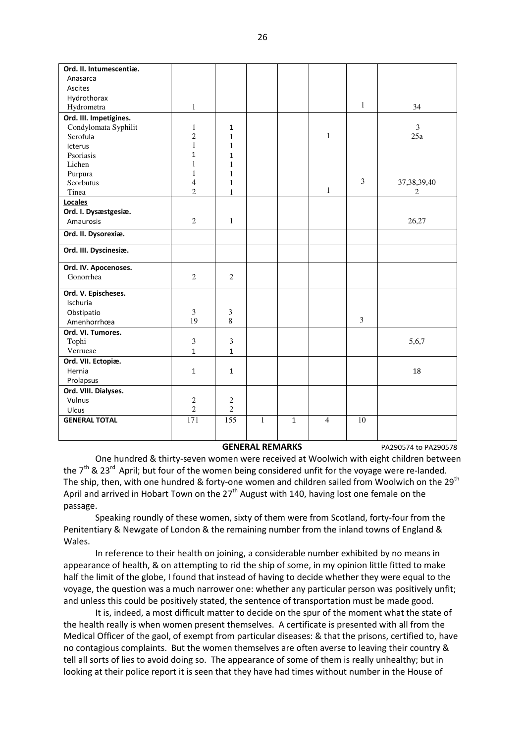| | | | | | | | |
|---|---|---|---|---|---|---|---|
| **Ord. II. Intumescentiæ.** | | | | | | | |
| Anasarca | | | | | | | |
| Ascites | | | | | | | |
| Hydrothorax | | | | | | | |
| Hydrometra | 1 | | | | | 1 | 34 |
| **Ord. III. Impetigines.** | | | | | | | |
| Condylomata Syphilit | 1 | 1 | | | | | 3 |
| Scrofula | 2 | 1 | | | 1 | | 25a |
| Icterus | 1 | 1 | | | | | |
| Psoriasis | 1 | 1 | | | | | |
| Lichen | 1 | 1 | | | | | |
| Purpura | 1 | 1 | | | | | |
| Scorbutus | 4 | 1 | | | | 3 | 37,38,39,40 |
| Tinea | 2 | 1 | | | 1 | | 2 |
| **Locales** | | | | | | | |
| **Ord. I. Dysæstgesiæ.** | | | | | | | |
| Amaurosis | 2 | 1 | | | | | 26,27 |
| **Ord. II. Dysorexiæ.** | | | | | | | |
| **Ord. III. Dyscinesiæ.** | | | | | | | |
| **Ord. IV. Apocenoses.** | | | | | | | |
| Gonorrhea | 2 | 2 | | | | | |
| **Ord. V. Epischeses.** | | | | | | | |
| Ischuria | | | | | | | |
| Obstipatio | 3 | 3 | | | | | |
| Amenhorrhœa | 19 | 8 | | | | 3 | |
| **Ord. VI. Tumores.** | | | | | | | |
| Tophi | 3 | 3 | | | | | 5,6,7 |
| Verrueae | 1 | 1 | | | | | |
| **Ord. VII. Ectopiæ.** | | | | | | | |
| Hernia | 1 | 1 | | | | | 18 |
| Prolapsus | | | | | | | |
| **Ord. VIII. Dialyses.** | | | | | | | |
| Vulnus | 2 | 2 | | | | | |
| Ulcus | 2 | 2 | | | | | |
| **GENERAL TOTAL** | 171 | 155 | 1 | 1 | 4 | 10 | |

## GENERAL REMARKS

PA290574 to PA290578

One hundred & thirty-seven women were received at Woolwich with eight children between the 7th & 23rd April; but four of the women being considered unfit for the voyage were re-landed. The ship, then, with one hundred & forty-one women and children sailed from Woolwich on the 29th April and arrived in Hobart Town on the 27th August with 140, having lost one female on the passage.

Speaking roundly of these women, sixty of them were from Scotland, forty-four from the Penitentiary & Newgate of London & the remaining number from the inland towns of England & Wales.

In reference to their health on joining, a considerable number exhibited by no means in appearance of health, & on attempting to rid the ship of some, in my opinion little fitted to make half the limit of the globe, I found that instead of having to decide whether they were equal to the voyage, the question was a much narrower one: whether any particular person was positively unfit; and unless this could be positively stated, the sentence of transportation must be made good.

It is, indeed, a most difficult matter to decide on the spur of the moment what the state of the health really is when women present themselves. A certificate is presented with all from the Medical Officer of the gaol, of exempt from particular diseases: & that the prisons, certified to, have no contagious complaints. But the women themselves are often averse to leaving their country & tell all sorts of lies to avoid doing so. The appearance of some of them is really unhealthy; but in looking at their police report it is seen that they have had times without number in the House of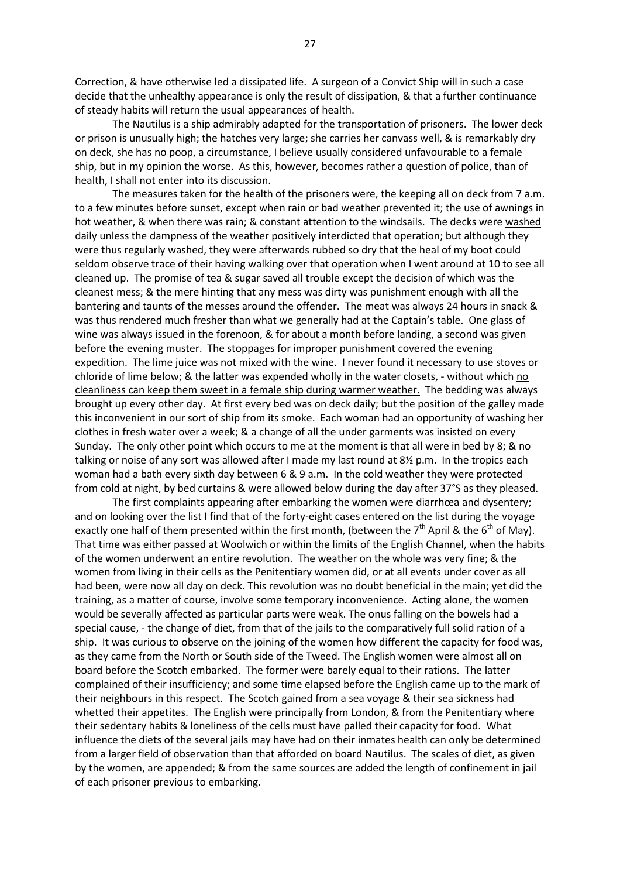Correction, & have otherwise led a dissipated life. A surgeon of a Convict Ship will in such a case decide that the unhealthy appearance is only the result of dissipation, & that a further continuance of steady habits will return the usual appearances of health.

The Nautilus is a ship admirably adapted for the transportation of prisoners. The lower deck or prison is unusually high; the hatches very large; she carries her canvass well, & is remarkably dry on deck, she has no poop, a circumstance, I believe usually considered unfavourable to a female ship, but in my opinion the worse. As this, however, becomes rather a question of police, than of health, I shall not enter into its discussion.

The measures taken for the health of the prisoners were, the keeping all on deck from 7 a.m. to a few minutes before sunset, except when rain or bad weather prevented it; the use of awnings in hot weather, & when there was rain; & constant attention to the windsails. The decks were <u>washed</u> daily unless the dampness of the weather positively interdicted that operation; but although they were thus regularly washed, they were afterwards rubbed so dry that the heal of my boot could seldom observe trace of their having walking over that operation when I went around at 10 to see all cleaned up. The promise of tea & sugar saved all trouble except the decision of which was the cleanest mess; & the mere hinting that any mess was dirty was punishment enough with all the bantering and taunts of the messes around the offender. The meat was always 24 hours in snack & was thus rendered much fresher than what we generally had at the Captain's table. One glass of wine was always issued in the forenoon, & for about a month before landing, a second was given before the evening muster. The stoppages for improper punishment covered the evening expedition. The lime juice was not mixed with the wine. I never found it necessary to use stoves or chloride of lime below; & the latter was expended wholly in the water closets, - without which <u>no cleanliness can keep them sweet in a female ship during warmer weather.</u> The bedding was always brought up every other day. At first every bed was on deck daily; but the position of the galley made this inconvenient in our sort of ship from its smoke. Each woman had an opportunity of washing her clothes in fresh water over a week; & a change of all the under garments was insisted on every Sunday. The only other point which occurs to me at the moment is that all were in bed by 8; & no talking or noise of any sort was allowed after I made my last round at 8½ p.m. In the tropics each woman had a bath every sixth day between 6 & 9 a.m. In the cold weather they were protected from cold at night, by bed curtains & were allowed below during the day after 37°S as they pleased.

The first complaints appearing after embarking the women were diarrhœa and dysentery; and on looking over the list I find that of the forty-eight cases entered on the list during the voyage exactly one half of them presented within the first month, (between the 7th April & the 6th of May). That time was either passed at Woolwich or within the limits of the English Channel, when the habits of the women underwent an entire revolution. The weather on the whole was very fine; & the women from living in their cells as the Penitentiary women did, or at all events under cover as all had been, were now all day on deck. This revolution was no doubt beneficial in the main; yet did the training, as a matter of course, involve some temporary inconvenience. Acting alone, the women would be severally affected as particular parts were weak. The onus falling on the bowels had a special cause, - the change of diet, from that of the jails to the comparatively full solid ration of a ship. It was curious to observe on the joining of the women how different the capacity for food was, as they came from the North or South side of the Tweed. The English women were almost all on board before the Scotch embarked. The former were barely equal to their rations. The latter complained of their insufficiency; and some time elapsed before the English came up to the mark of their neighbours in this respect. The Scotch gained from a sea voyage & their sea sickness had whetted their appetites. The English were principally from London, & from the Penitentiary where their sedentary habits & loneliness of the cells must have palled their capacity for food. What influence the diets of the several jails may have had on their inmates health can only be determined from a larger field of observation than that afforded on board Nautilus. The scales of diet, as given by the women, are appended; & from the same sources are added the length of confinement in jail of each prisoner previous to embarking.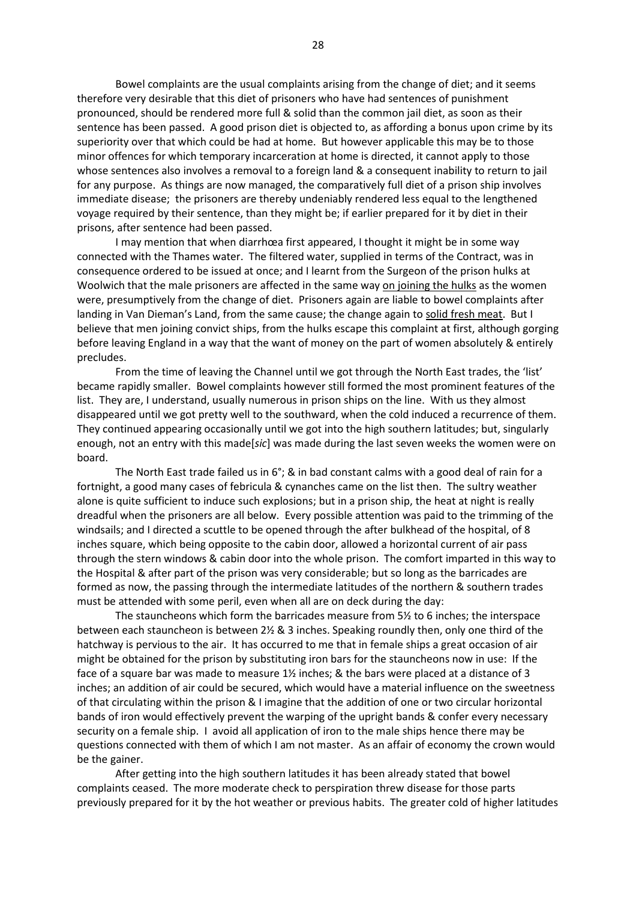Bowel complaints are the usual complaints arising from the change of diet; and it seems therefore very desirable that this diet of prisoners who have had sentences of punishment pronounced, should be rendered more full & solid than the common jail diet, as soon as their sentence has been passed. A good prison diet is objected to, as affording a bonus upon crime by its superiority over that which could be had at home. But however applicable this may be to those minor offences for which temporary incarceration at home is directed, it cannot apply to those whose sentences also involves a removal to a foreign land & a consequent inability to return to jail for any purpose. As things are now managed, the comparatively full diet of a prison ship involves immediate disease; the prisoners are thereby undeniably rendered less equal to the lengthened voyage required by their sentence, than they might be; if earlier prepared for it by diet in their prisons, after sentence had been passed.

I may mention that when diarrhœa first appeared, I thought it might be in some way connected with the Thames water. The filtered water, supplied in terms of the Contract, was in consequence ordered to be issued at once; and I learnt from the Surgeon of the prison hulks at Woolwich that the male prisoners are affected in the same way <u>on joining the hulks</u> as the women were, presumptively from the change of diet. Prisoners again are liable to bowel complaints after landing in Van Dieman's Land, from the same cause; the change again to <u>solid fresh meat</u>. But I believe that men joining convict ships, from the hulks escape this complaint at first, although gorging before leaving England in a way that the want of money on the part of women absolutely & entirely precludes.

From the time of leaving the Channel until we got through the North East trades, the 'list' became rapidly smaller. Bowel complaints however still formed the most prominent features of the list. They are, I understand, usually numerous in prison ships on the line. With us they almost disappeared until we got pretty well to the southward, when the cold induced a recurrence of them. They continued appearing occasionally until we got into the high southern latitudes; but, singularly enough, not an entry with this made[*sic*] was made during the last seven weeks the women were on board.

The North East trade failed us in 6°; & in bad constant calms with a good deal of rain for a fortnight, a good many cases of febricula & cynanches came on the list then. The sultry weather alone is quite sufficient to induce such explosions; but in a prison ship, the heat at night is really dreadful when the prisoners are all below. Every possible attention was paid to the trimming of the windsails; and I directed a scuttle to be opened through the after bulkhead of the hospital, of 8 inches square, which being opposite to the cabin door, allowed a horizontal current of air pass through the stern windows & cabin door into the whole prison. The comfort imparted in this way to the Hospital & after part of the prison was very considerable; but so long as the barricades are formed as now, the passing through the intermediate latitudes of the northern & southern trades must be attended with some peril, even when all are on deck during the day:

The stauncheons which form the barricades measure from 5½ to 6 inches; the interspace between each stauncheon is between 2½ & 3 inches. Speaking roundly then, only one third of the hatchway is pervious to the air. It has occurred to me that in female ships a great occasion of air might be obtained for the prison by substituting iron bars for the stauncheons now in use: If the face of a square bar was made to measure 1½ inches; & the bars were placed at a distance of 3 inches; an addition of air could be secured, which would have a material influence on the sweetness of that circulating within the prison & I imagine that the addition of one or two circular horizontal bands of iron would effectively prevent the warping of the upright bands & confer every necessary security on a female ship. I avoid all application of iron to the male ships hence there may be questions connected with them of which I am not master. As an affair of economy the crown would be the gainer.

After getting into the high southern latitudes it has been already stated that bowel complaints ceased. The more moderate check to perspiration threw disease for those parts previously prepared for it by the hot weather or previous habits. The greater cold of higher latitudes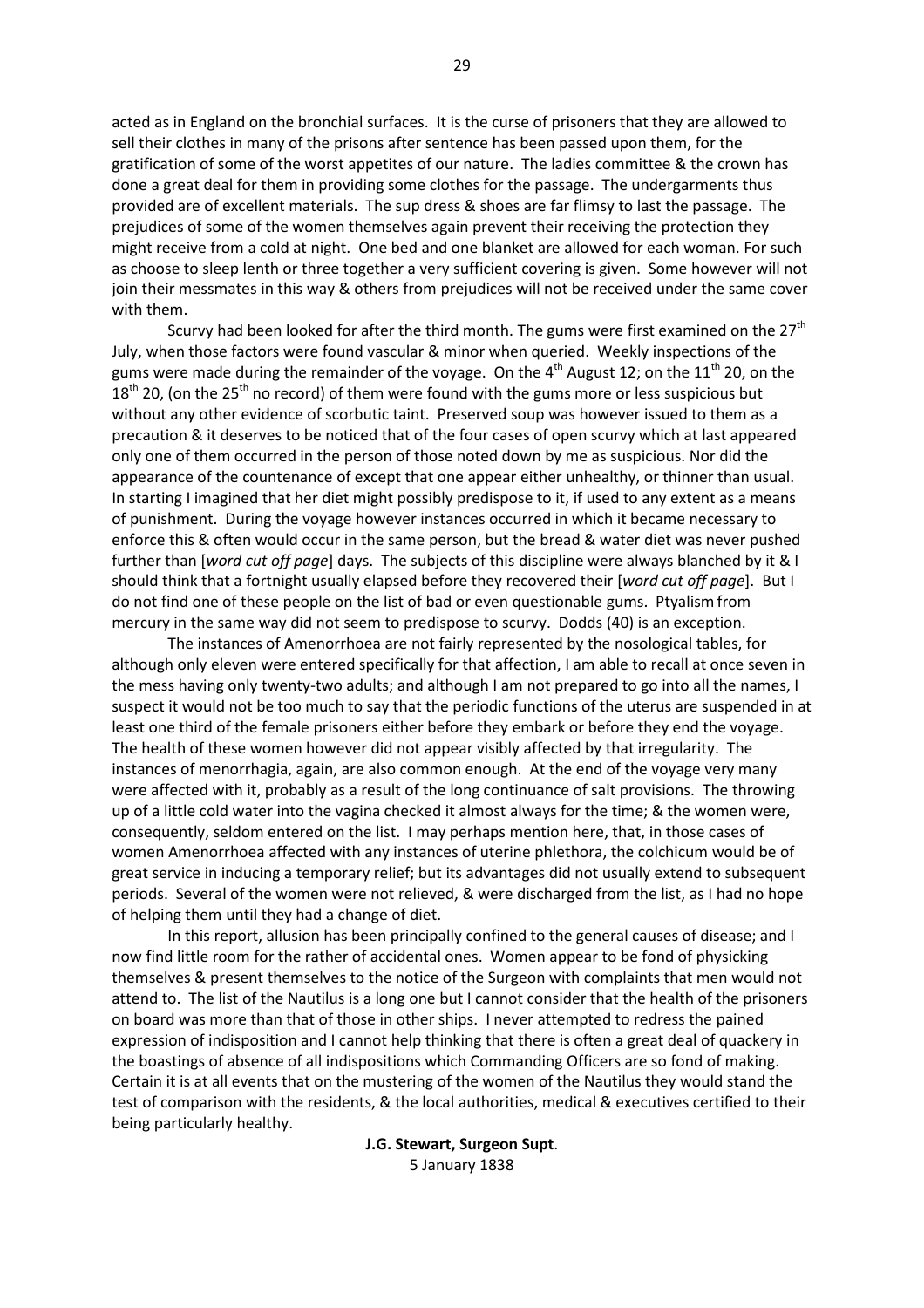acted as in England on the bronchial surfaces. It is the curse of prisoners that they are allowed to sell their clothes in many of the prisons after sentence has been passed upon them, for the gratification of some of the worst appetites of our nature. The ladies committee & the crown has done a great deal for them in providing some clothes for the passage. The undergarments thus provided are of excellent materials. The sup dress & shoes are far flimsy to last the passage. The prejudices of some of the women themselves again prevent their receiving the protection they might receive from a cold at night. One bed and one blanket are allowed for each woman. For such as choose to sleep lenth or three together a very sufficient covering is given. Some however will not join their messmates in this way & others from prejudices will not be received under the same cover with them.

Scurvy had been looked for after the third month. The gums were first examined on the 27th July, when those factors were found vascular & minor when queried. Weekly inspections of the gums were made during the remainder of the voyage. On the 4th August 12; on the 11th 20, on the 18th 20, (on the 25th no record) of them were found with the gums more or less suspicious but without any other evidence of scorbutic taint. Preserved soup was however issued to them as a precaution & it deserves to be noticed that of the four cases of open scurvy which at last appeared only one of them occurred in the person of those noted down by me as suspicious. Nor did the appearance of the countenance of except that one appear either unhealthy, or thinner than usual. In starting I imagined that her diet might possibly predispose to it, if used to any extent as a means of punishment. During the voyage however instances occurred in which it became necessary to enforce this & often would occur in the same person, but the bread & water diet was never pushed further than [*word cut off page*] days. The subjects of this discipline were always blanched by it & I should think that a fortnight usually elapsed before they recovered their [*word cut off page*]. But I do not find one of these people on the list of bad or even questionable gums. Ptyalism from mercury in the same way did not seem to predispose to scurvy. Dodds (40) is an exception.

The instances of Amenorrhoea are not fairly represented by the nosological tables, for although only eleven were entered specifically for that affection, I am able to recall at once seven in the mess having only twenty-two adults; and although I am not prepared to go into all the names, I suspect it would not be too much to say that the periodic functions of the uterus are suspended in at least one third of the female prisoners either before they embark or before they end the voyage. The health of these women however did not appear visibly affected by that irregularity. The instances of menorrhagia, again, are also common enough. At the end of the voyage very many were affected with it, probably as a result of the long continuance of salt provisions. The throwing up of a little cold water into the vagina checked it almost always for the time; & the women were, consequently, seldom entered on the list. I may perhaps mention here, that, in those cases of women Amenorrhoea affected with any instances of uterine phlethora, the colchicum would be of great service in inducing a temporary relief; but its advantages did not usually extend to subsequent periods. Several of the women were not relieved, & were discharged from the list, as I had no hope of helping them until they had a change of diet.

In this report, allusion has been principally confined to the general causes of disease; and I now find little room for the rather of accidental ones. Women appear to be fond of physicking themselves & present themselves to the notice of the Surgeon with complaints that men would not attend to. The list of the Nautilus is a long one but I cannot consider that the health of the prisoners on board was more than that of those in other ships. I never attempted to redress the pained expression of indisposition and I cannot help thinking that there is often a great deal of quackery in the boastings of absence of all indispositions which Commanding Officers are so fond of making. Certain it is at all events that on the mustering of the women of the Nautilus they would stand the test of comparison with the residents, & the local authorities, medical & executives certified to their being particularly healthy.

**J.G. Stewart, Surgeon Supt**.
5 January 1838